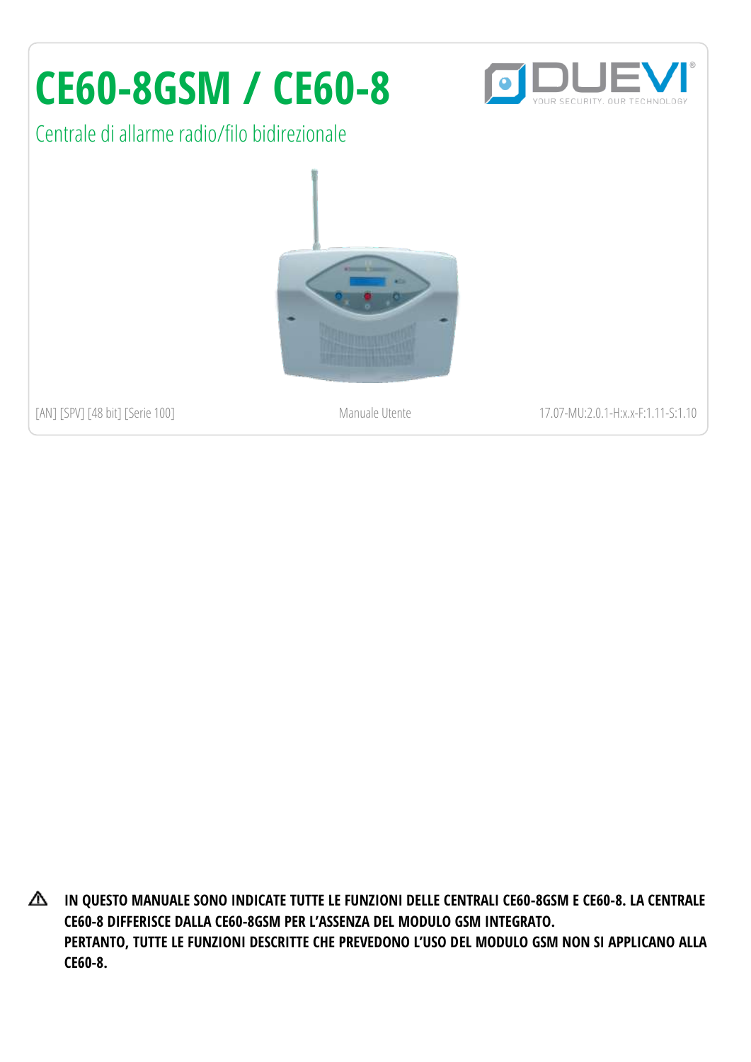# CE60-8GSM / CE60-8

DUEVI®
YOUR SECURITY. OUR TECHNOLOGY

## Centrale di allarme radio/filo bidirezionale

[AN] [SPV] [48 bit] [Serie 100]

Manuale Utente

17.07-MU:2.0.1-H:x.x-F:1.11-S:1.10

⚠ **IN QUESTO MANUALE SONO INDICATE TUTTE LE FUNZIONI DELLE CENTRALI CE60-8GSM E CE60-8. LA CENTRALE CE60-8 DIFFERISCE DALLA CE60-8GSM PER L'ASSENZA DEL MODULO GSM INTEGRATO. PERTANTO, TUTTE LE FUNZIONI DESCRITTE CHE PREVEDONO L'USO DEL MODULO GSM NON SI APPLICANO ALLA CE60-8.**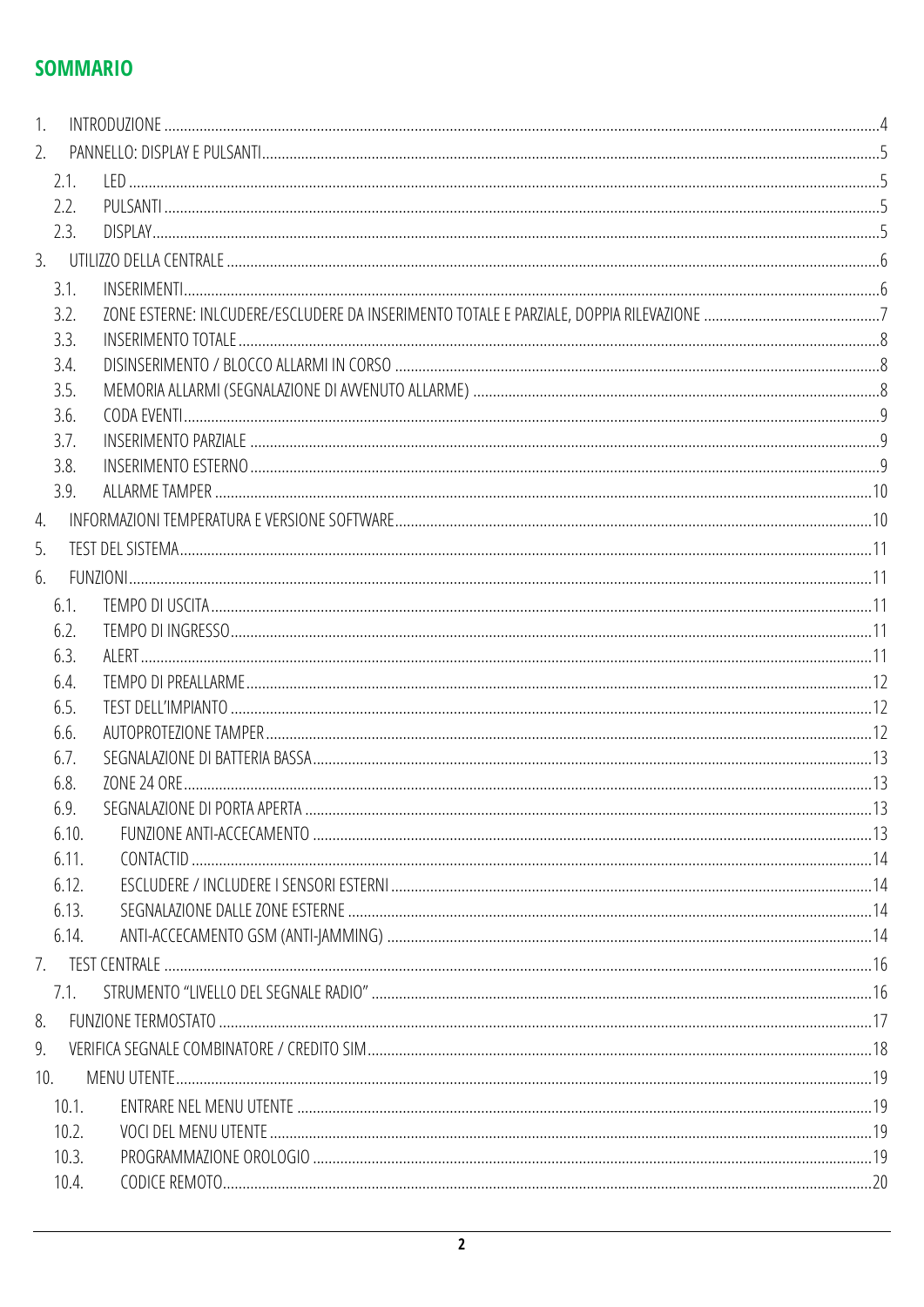## SOMMARIO

1. INTRODUZIONE ....................................................................................................4
2. PANNELLO: DISPLAY E PULSANTI....................................................................................................5
   - 2.1. LED ....................................................................................................5
   - 2.2. PULSANTI ....................................................................................................5
   - 2.3. DISPLAY....................................................................................................5
3. UTILIZZO DELLA CENTRALE ....................................................................................................6
   - 3.1. INSERIMENTI....................................................................................................6
   - 3.2. ZONE ESTERNE: INLCUDERE/ESCLUDERE DA INSERIMENTO TOTALE E PARZIALE, DOPPIA RILEVAZIONE ....................................................................................................7
   - 3.3. INSERIMENTO TOTALE ....................................................................................................8
   - 3.4. DISINSERIMENTO / BLOCCO ALLARMI IN CORSO ....................................................................................................8
   - 3.5. MEMORIA ALLARMI (SEGNALAZIONE DI AVVENUTO ALLARME) ....................................................................................................8
   - 3.6. CODA EVENTI....................................................................................................9
   - 3.7. INSERIMENTO PARZIALE ....................................................................................................9
   - 3.8. INSERIMENTO ESTERNO....................................................................................................9
   - 3.9. ALLARME TAMPER ....................................................................................................10
4. INFORMAZIONI TEMPERATURA E VERSIONE SOFTWARE....................................................................................................10
5. TEST DEL SISTEMA....................................................................................................11
6. FUNZIONI....................................................................................................11
   - 6.1. TEMPO DI USCITA....................................................................................................11
   - 6.2. TEMPO DI INGRESSO....................................................................................................11
   - 6.3. ALERT....................................................................................................11
   - 6.4. TEMPO DI PREALLARME....................................................................................................12
   - 6.5. TEST DELL'IMPIANTO ....................................................................................................12
   - 6.6. AUTOPROTEZIONE TAMPER....................................................................................................12
   - 6.7. SEGNALAZIONE DI BATTERIA BASSA....................................................................................................13
   - 6.8. ZONE 24 ORE....................................................................................................13
   - 6.9. SEGNALAZIONE DI PORTA APERTA ....................................................................................................13
   - 6.10. FUNZIONE ANTI-ACCECAMENTO ....................................................................................................13
   - 6.11. CONTACTID ....................................................................................................14
   - 6.12. ESCLUDERE / INCLUDERE I SENSORI ESTERNI....................................................................................................14
   - 6.13. SEGNALAZIONE DALLE ZONE ESTERNE ....................................................................................................14
   - 6.14. ANTI-ACCECAMENTO GSM (ANTI-JAMMING) ....................................................................................................14
7. TEST CENTRALE ....................................................................................................16
   - 7.1. STRUMENTO "LIVELLO DEL SEGNALE RADIO" ....................................................................................................16
8. FUNZIONE TERMOSTATO ....................................................................................................17
9. VERIFICA SEGNALE COMBINATORE / CREDITO SIM....................................................................................................18
10. MENU UTENTE....................................................................................................19
    - 10.1. ENTRARE NEL MENU UTENTE ....................................................................................................19
    - 10.2. VOCI DEL MENU UTENTE....................................................................................................19
    - 10.3. PROGRAMMAZIONE OROLOGIO ....................................................................................................19
    - 10.4. CODICE REMOTO....................................................................................................20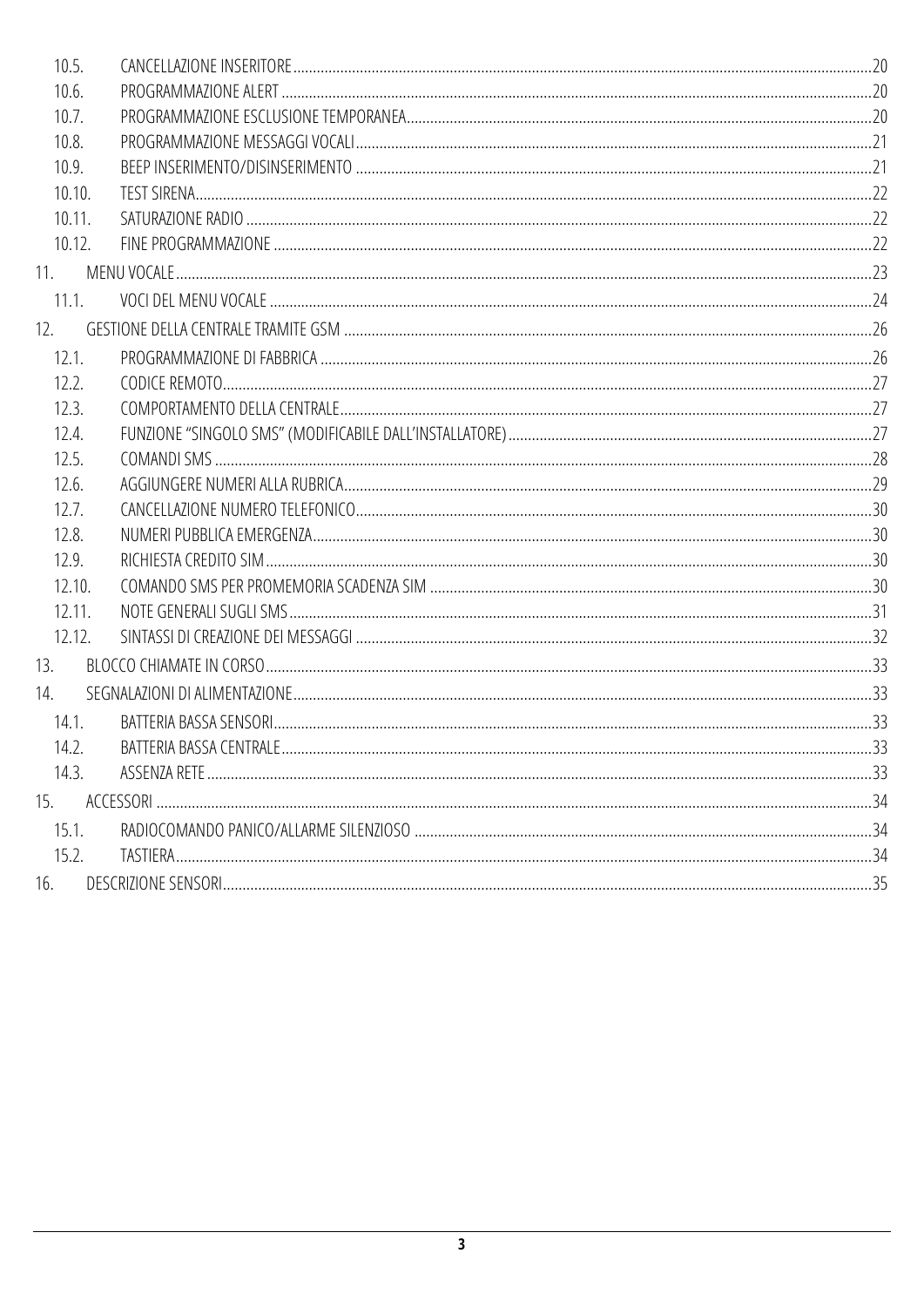| | | |
|---|---|---|
| 10.5. | CANCELLAZIONE INSERITORE | 20 |
| 10.6. | PROGRAMMAZIONE ALERT | 20 |
| 10.7. | PROGRAMMAZIONE ESCLUSIONE TEMPORANEA | 20 |
| 10.8. | PROGRAMMAZIONE MESSAGGI VOCALI | 21 |
| 10.9. | BEEP INSERIMENTO/DISINSERIMENTO | 21 |
| 10.10. | TEST SIRENA | 22 |
| 10.11. | SATURAZIONE RADIO | 22 |
| 10.12. | FINE PROGRAMMAZIONE | 22 |
| 11. | MENU VOCALE | 23 |
| 11.1. | VOCI DEL MENU VOCALE | 24 |
| 12. | GESTIONE DELLA CENTRALE TRAMITE GSM | 26 |
| 12.1. | PROGRAMMAZIONE DI FABBRICA | 26 |
| 12.2. | CODICE REMOTO | 27 |
| 12.3. | COMPORTAMENTO DELLA CENTRALE | 27 |
| 12.4. | FUNZIONE "SINGOLO SMS" (MODIFICABILE DALL'INSTALLATORE) | 27 |
| 12.5. | COMANDI SMS | 28 |
| 12.6. | AGGIUNGERE NUMERI ALLA RUBRICA | 29 |
| 12.7. | CANCELLAZIONE NUMERO TELEFONICO | 30 |
| 12.8. | NUMERI PUBBLICA EMERGENZA | 30 |
| 12.9. | RICHIESTA CREDITO SIM | 30 |
| 12.10. | COMANDO SMS PER PROMEMORIA SCADENZA SIM | 30 |
| 12.11. | NOTE GENERALI SUGLI SMS | 31 |
| 12.12. | SINTASSI DI CREAZIONE DEI MESSAGGI | 32 |
| 13. | BLOCCO CHIAMATE IN CORSO | 33 |
| 14. | SEGNALAZIONI DI ALIMENTAZIONE | 33 |
| 14.1. | BATTERIA BASSA SENSORI | 33 |
| 14.2. | BATTERIA BASSA CENTRALE | 33 |
| 14.3. | ASSENZA RETE | 33 |
| 15. | ACCESSORI | 34 |
| 15.1. | RADIOCOMANDO PANICO/ALLARME SILENZIOSO | 34 |
| 15.2. | TASTIERA | 34 |
| 16. | DESCRIZIONE SENSORI | 35 |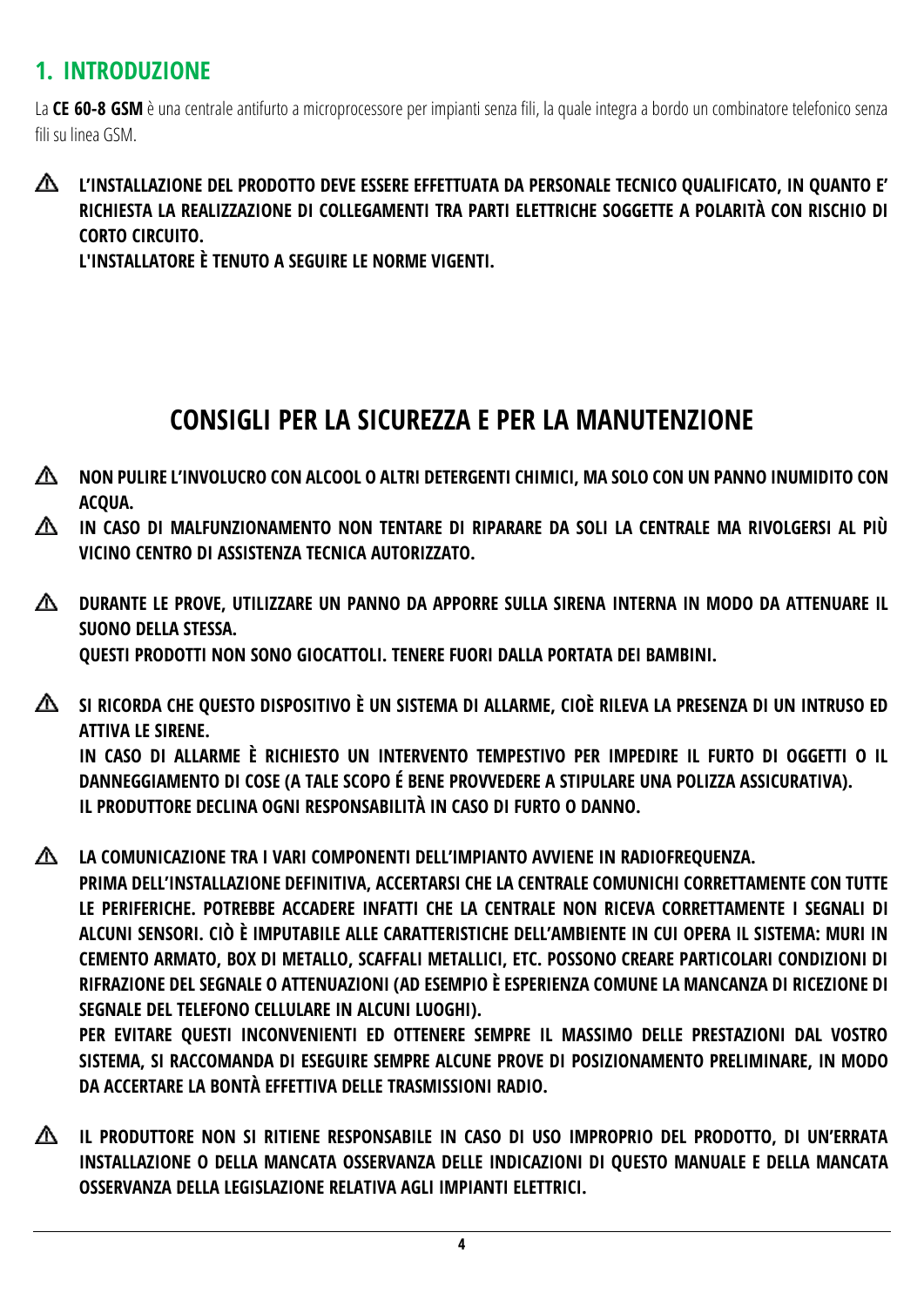## 1. INTRODUZIONE

La **CE 60-8 GSM** è una centrale antifurto a microprocessore per impianti senza fili, la quale integra a bordo un combinatore telefonico senza fili su linea GSM.

⚠ **L'INSTALLAZIONE DEL PRODOTTO DEVE ESSERE EFFETTUATA DA PERSONALE TECNICO QUALIFICATO, IN QUANTO E' RICHIESTA LA REALIZZAZIONE DI COLLEGAMENTI TRA PARTI ELETTRICHE SOGGETTE A POLARITÀ CON RISCHIO DI CORTO CIRCUITO.**
**L'INSTALLATORE È TENUTO A SEGUIRE LE NORME VIGENTI.**

## CONSIGLI PER LA SICUREZZA E PER LA MANUTENZIONE

⚠ **NON PULIRE L'INVOLUCRO CON ALCOOL O ALTRI DETERGENTI CHIMICI, MA SOLO CON UN PANNO INUMIDITO CON ACQUA.**

⚠ **IN CASO DI MALFUNZIONAMENTO NON TENTARE DI RIPARARE DA SOLI LA CENTRALE MA RIVOLGERSI AL PIÙ VICINO CENTRO DI ASSISTENZA TECNICA AUTORIZZATO.**

⚠ **DURANTE LE PROVE, UTILIZZARE UN PANNO DA APPORRE SULLA SIRENA INTERNA IN MODO DA ATTENUARE IL SUONO DELLA STESSA.**
**QUESTI PRODOTTI NON SONO GIOCATTOLI. TENERE FUORI DALLA PORTATA DEI BAMBINI.**

⚠ **SI RICORDA CHE QUESTO DISPOSITIVO È UN SISTEMA DI ALLARME, CIOÈ RILEVA LA PRESENZA DI UN INTRUSO ED ATTIVA LE SIRENE.**
**IN CASO DI ALLARME È RICHIESTO UN INTERVENTO TEMPESTIVO PER IMPEDIRE IL FURTO DI OGGETTI O IL DANNEGGIAMENTO DI COSE (A TALE SCOPO É BENE PROVVEDERE A STIPULARE UNA POLIZZA ASSICURATIVA).**
**IL PRODUTTORE DECLINA OGNI RESPONSABILITÀ IN CASO DI FURTO O DANNO.**

⚠ **LA COMUNICAZIONE TRA I VARI COMPONENTI DELL'IMPIANTO AVVIENE IN RADIOFREQUENZA.**
**PRIMA DELL'INSTALLAZIONE DEFINITIVA, ACCERTARSI CHE LA CENTRALE COMUNICHI CORRETTAMENTE CON TUTTE LE PERIFERICHE. POTREBBE ACCADERE INFATTI CHE LA CENTRALE NON RICEVA CORRETTAMENTE I SEGNALI DI ALCUNI SENSORI. CIÒ È IMPUTABILE ALLE CARATTERISTICHE DELL'AMBIENTE IN CUI OPERA IL SISTEMA: MURI IN CEMENTO ARMATO, BOX DI METALLO, SCAFFALI METALLICI, ETC. POSSONO CREARE PARTICOLARI CONDIZIONI DI RIFRAZIONE DEL SEGNALE O ATTENUAZIONI (AD ESEMPIO È ESPERIENZA COMUNE LA MANCANZA DI RICEZIONE DI SEGNALE DEL TELEFONO CELLULARE IN ALCUNI LUOGHI).**
**PER EVITARE QUESTI INCONVENIENTI ED OTTENERE SEMPRE IL MASSIMO DELLE PRESTAZIONI DAL VOSTRO SISTEMA, SI RACCOMANDA DI ESEGUIRE SEMPRE ALCUNE PROVE DI POSIZIONAMENTO PRELIMINARE, IN MODO DA ACCERTARE LA BONTÀ EFFETTIVA DELLE TRASMISSIONI RADIO.**

⚠ **IL PRODUTTORE NON SI RITIENE RESPONSABILE IN CASO DI USO IMPROPRIO DEL PRODOTTO, DI UN'ERRATA INSTALLAZIONE O DELLA MANCATA OSSERVANZA DELLE INDICAZIONI DI QUESTO MANUALE E DELLA MANCATA OSSERVANZA DELLA LEGISLAZIONE RELATIVA AGLI IMPIANTI ELETTRICI.**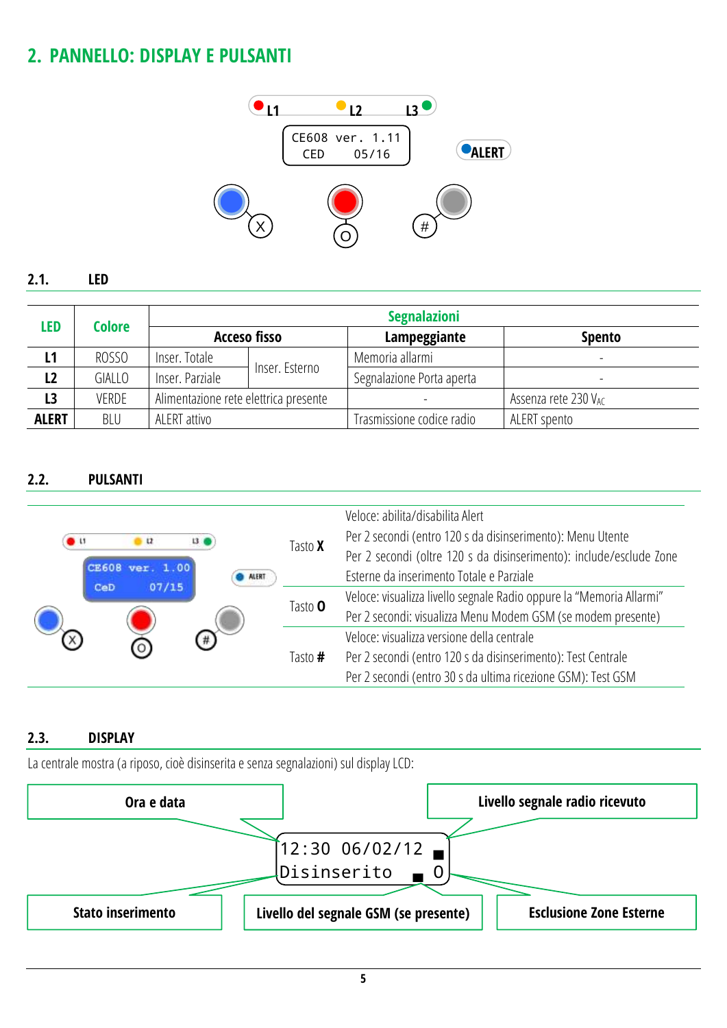## 2. PANNELLO: DISPLAY E PULSANTI

### 2.1. LED

| LED | Colore | Segnalazioni | | | |
|---|---|---|---|---|---|
| | | Acceso fisso | | Lampeggiante | Spento |
| **L1** | ROSSO | Inser. Totale | Inser. Esterno | Memoria allarmi | - |
| **L2** | GIALLO | Inser. Parziale | | Segnalazione Porta aperta | - |
| **L3** | VERDE | Alimentazione rete elettrica presente | | - | Assenza rete 230 $V_{AC}$ |
| **ALERT** | BLU | ALERT attivo | | Trasmissione codice radio | ALERT spento |

### 2.2. PULSANTI

| | |
|---|---|
| Tasto **X** | Veloce: abilita/disabilita Alert<br>Per 2 secondi (entro 120 s da disinserimento): Menu Utente<br>Per 2 secondi (oltre 120 s da disinserimento): include/esclude Zone Esterne da inserimento Totale e Parziale |
| Tasto **O** | Veloce: visualizza livello segnale Radio oppure la "Memoria Allarmi"<br>Per 2 secondi: visualizza Menu Modem GSM (se modem presente) |
| Tasto **#** | Veloce: visualizza versione della centrale<br>Per 2 secondi (entro 120 s da disinserimento): Test Centrale<br>Per 2 secondi (entro 30 s da ultima ricezione GSM): Test GSM |

### 2.3. DISPLAY

La centrale mostra (a riposo, cioè disinserita e senza segnalazioni) sul display LCD:

```
12:30 06/02/12 ■
Disinserito  ▄ O
```

- **Ora e data**
- **Livello segnale radio ricevuto**
- **Stato inserimento**
- **Livello del segnale GSM (se presente)**
- **Esclusione Zone Esterne**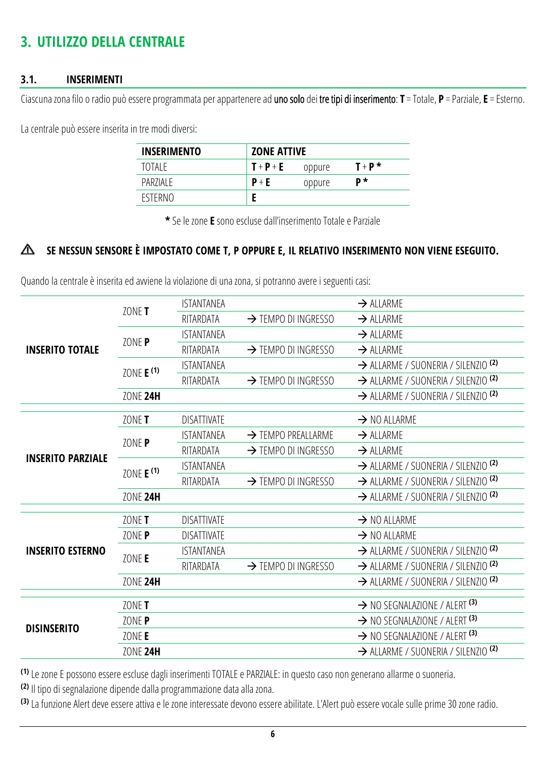# 3. UTILIZZO DELLA CENTRALE

## 3.1. INSERIMENTI

Ciascuna zona filo o radio può essere programmata per appartenere ad **uno solo** dei **tre tipi di inserimento**: **T** = Totale, **P** = Parziale, **E** = Esterno.

La centrale può essere inserita in tre modi diversi:

| INSERIMENTO | ZONE ATTIVE | | |
|---|---|---|---|
| TOTALE | **T** + **P** + **E** | oppure | **T** + **P** * |
| PARZIALE | **P** + **E** | oppure | **P** * |
| ESTERNO | **E** | | |

***** Se le zone **E** sono escluse dall'inserimento Totale e Parziale

⚠ **SE NESSUN SENSORE È IMPOSTATO COME T, P OPPURE E, IL RELATIVO INSERIMENTO NON VIENE ESEGUITO.**

Quando la centrale è inserita ed avviene la violazione di una zona, si potranno avere i seguenti casi:

| | | | | |
|---|---|---|---|---|
| **INSERITO TOTALE** | ZONE **T** | ISTANTANEA | | → ALLARME |
| | | RITARDATA | → TEMPO DI INGRESSO | → ALLARME |
| | ZONE **P** | ISTANTANEA | | → ALLARME |
| | | RITARDATA | → TEMPO DI INGRESSO | → ALLARME |
| | ZONE **E** (1) | ISTANTANEA | | → ALLARME / SUONERIA / SILENZIO (2) |
| | | RITARDATA | → TEMPO DI INGRESSO | → ALLARME / SUONERIA / SILENZIO (2) |
| | ZONE **24H** | | | → ALLARME / SUONERIA / SILENZIO (2) |
| **INSERITO PARZIALE** | ZONE **T** | DISATTIVATE | | → NO ALLARME |
| | ZONE **P** | ISTANTANEA | → TEMPO PREALLARME | → ALLARME |
| | | RITARDATA | → TEMPO DI INGRESSO | → ALLARME |
| | ZONE **E** (1) | ISTANTANEA | | → ALLARME / SUONERIA / SILENZIO (2) |
| | | RITARDATA | → TEMPO DI INGRESSO | → ALLARME / SUONERIA / SILENZIO (2) |
| | ZONE **24H** | | | → ALLARME / SUONERIA / SILENZIO (2) |
| **INSERITO ESTERNO** | ZONE **T** | DISATTIVATE | | → NO ALLARME |
| | ZONE **P** | DISATTIVATE | | → NO ALLARME |
| | ZONE **E** | ISTANTANEA | | → ALLARME / SUONERIA / SILENZIO (2) |
| | | RITARDATA | → TEMPO DI INGRESSO | → ALLARME / SUONERIA / SILENZIO (2) |
| | ZONE **24H** | | | → ALLARME / SUONERIA / SILENZIO (2) |
| **DISINSERITO** | ZONE **T** | | | → NO SEGNALAZIONE / ALERT (3) |
| | ZONE **P** | | | → NO SEGNALAZIONE / ALERT (3) |
| | ZONE **E** | | | → NO SEGNALAZIONE / ALERT (3) |
| | ZONE **24H** | | | → ALLARME / SUONERIA / SILENZIO (2) |

(1) Le zone E possono essere escluse dagli inserimenti TOTALE e PARZIALE: in questo caso non generano allarme o suoneria.

(2) Il tipo di segnalazione dipende dalla programmazione data alla zona.

(3) La funzione Alert deve essere attiva e le zone interessate devono essere abilitate. L'Alert può essere vocale sulle prime 30 zone radio.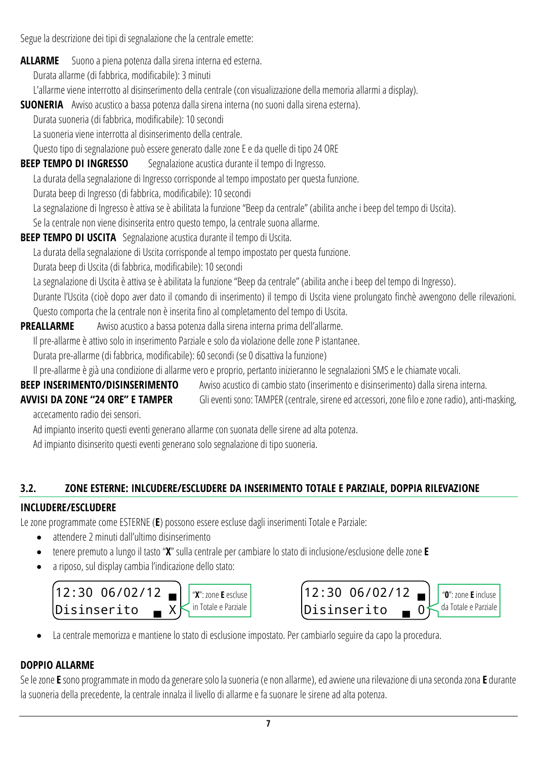Segue la descrizione dei tipi di segnalazione che la centrale emette:

**ALLARME** Suono a piena potenza dalla sirena interna ed esterna.

Durata allarme (di fabbrica, modificabile): 3 minuti

L'allarme viene interrotto al disinserimento della centrale (con visualizzazione della memoria allarmi a display).

**SUONERIA** Avviso acustico a bassa potenza dalla sirena interna (no suoni dalla sirena esterna).

Durata suoneria (di fabbrica, modificabile): 10 secondi

La suoneria viene interrotta al disinserimento della centrale.

Questo tipo di segnalazione può essere generato dalle zone E e da quelle di tipo 24 ORE

**BEEP TEMPO DI INGRESSO** Segnalazione acustica durante il tempo di Ingresso.

La durata della segnalazione di Ingresso corrisponde al tempo impostato per questa funzione.

Durata beep di Ingresso (di fabbrica, modificabile): 10 secondi

La segnalazione di Ingresso è attiva se è abilitata la funzione "Beep da centrale" (abilita anche i beep del tempo di Uscita).

Se la centrale non viene disinserita entro questo tempo, la centrale suona allarme.

**BEEP TEMPO DI USCITA** Segnalazione acustica durante il tempo di Uscita.

La durata della segnalazione di Uscita corrisponde al tempo impostato per questa funzione.

Durata beep di Uscita (di fabbrica, modificabile): 10 secondi

La segnalazione di Uscita è attiva se è abilitata la funzione "Beep da centrale" (abilita anche i beep del tempo di Ingresso).

Durante l'Uscita (cioè dopo aver dato il comando di inserimento) il tempo di Uscita viene prolungato finchè avvengono delle rilevazioni. Questo comporta che la centrale non è inserita fino al completamento del tempo di Uscita.

**PREALLARME** Avviso acustico a bassa potenza dalla sirena interna prima dell'allarme.

Il pre-allarme è attivo solo in inserimento Parziale e solo da violazione delle zone P istantanee.

Durata pre-allarme (di fabbrica, modificabile): 60 secondi (se 0 disattiva la funzione)

Il pre-allarme è già una condizione di allarme vero e proprio, pertanto inizieranno le segnalazioni SMS e le chiamate vocali.

**BEEP INSERIMENTO/DISINSERIMENTO** Avviso acustico di cambio stato (inserimento e disinserimento) dalla sirena interna.

**AVVISI DA ZONE "24 ORE" E TAMPER** Gli eventi sono: TAMPER (centrale, sirene ed accessori, zone filo e zone radio), anti-masking, accecamento radio dei sensori.

Ad impianto inserito questi eventi generano allarme con suonata delle sirene ad alta potenza.

Ad impianto disinserito questi eventi generano solo segnalazione di tipo suoneria.

## 3.2. ZONE ESTERNE: INLCUDERE/ESCLUDERE DA INSERIMENTO TOTALE E PARZIALE, DOPPIA RILEVAZIONE

### INCLUDERE/ESCLUDERE

Le zone programmate come ESTERNE (**E**) possono essere escluse dagli inserimenti Totale e Parziale:

- attendere 2 minuti dall'ultimo disinserimento
- tenere premuto a lungo il tasto "**X**" sulla centrale per cambiare lo stato di inclusione/esclusione delle zone **E**
- a riposo, sul display cambia l'indicazione dello stato:

```
12:30 06/02/12
Disinserito    X
```

"**X**": zone **E** escluse in Totale e Parziale

```
12:30 06/02/12
Disinserito    0
```

"**0**": zone **E** incluse da Totale e Parziale

- La centrale memorizza e mantiene lo stato di esclusione impostato. Per cambiarlo seguire da capo la procedura.

### DOPPIO ALLARME

Se le zone **E** sono programmate in modo da generare solo la suoneria (e non allarme), ed avviene una rilevazione di una seconda zona **E** durante la suoneria della precedente, la centrale innalza il livello di allarme e fa suonare le sirene ad alta potenza.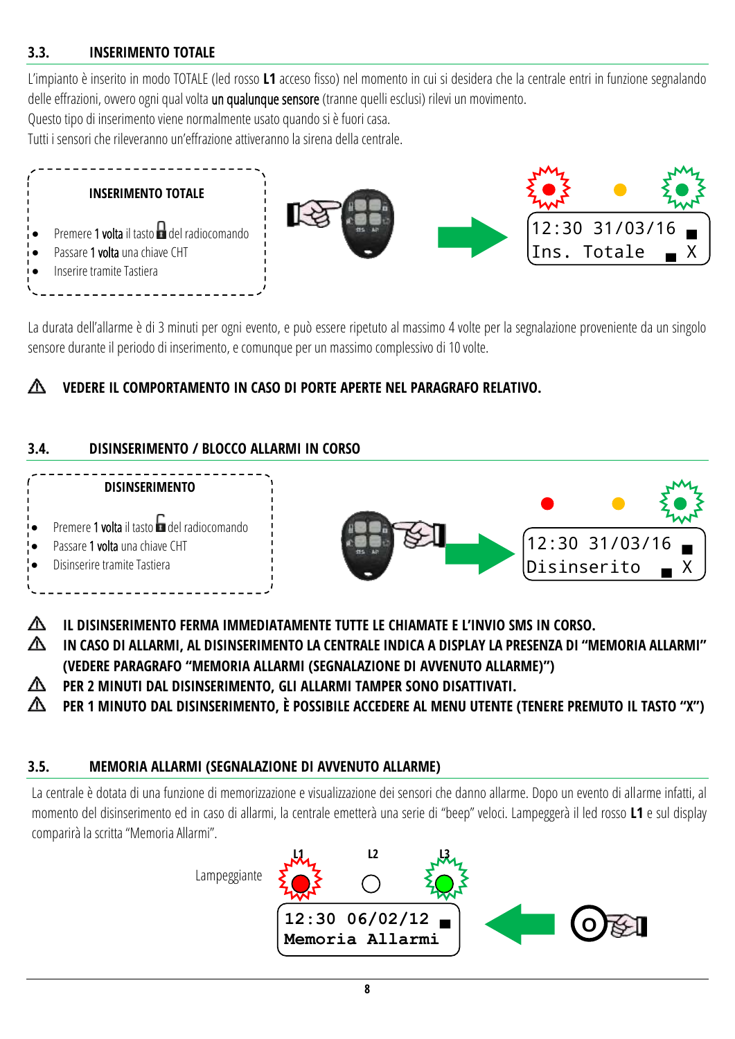## 3.3. INSERIMENTO TOTALE

L'impianto è inserito in modo TOTALE (led rosso **L1** acceso fisso) nel momento in cui si desidera che la centrale entri in funzione segnalando delle effrazioni, ovvero ogni qual volta un qualunque sensore (tranne quelli esclusi) rilevi un movimento.
Questo tipo di inserimento viene normalmente usato quando si è fuori casa.
Tutti i sensori che rileveranno un'effrazione attiveranno la sirena della centrale.

**INSERIMENTO TOTALE**

- Premere **1 volta** il tasto del radiocomando
- Passare **1 volta** una chiave CHT
- Inserire tramite Tastiera

```
12:30 31/03/16 ■
Ins. Totale  ▄ X
```

La durata dell'allarme è di 3 minuti per ogni evento, e può essere ripetuto al massimo 4 volte per la segnalazione proveniente da un singolo sensore durante il periodo di inserimento, e comunque per un massimo complessivo di 10 volte.

⚠ **VEDERE IL COMPORTAMENTO IN CASO DI PORTE APERTE NEL PARAGRAFO RELATIVO.**

## 3.4. DISINSERIMENTO / BLOCCO ALLARMI IN CORSO

**DISINSERIMENTO**

- Premere **1 volta** il tasto del radiocomando
- Passare **1 volta** una chiave CHT
- Disinserire tramite Tastiera

```
12:30 31/03/16 ■
Disinserito  ▄ X
```

⚠ **IL DISINSERIMENTO FERMA IMMEDIATAMENTE TUTTE LE CHIAMATE E L'INVIO SMS IN CORSO.**
⚠ **IN CASO DI ALLARMI, AL DISINSERIMENTO LA CENTRALE INDICA A DISPLAY LA PRESENZA DI "MEMORIA ALLARMI" (VEDERE PARAGRAFO "MEMORIA ALLARMI (SEGNALAZIONE DI AVVENUTO ALLARME)")**
⚠ **PER 2 MINUTI DAL DISINSERIMENTO, GLI ALLARMI TAMPER SONO DISATTIVATI.**
⚠ **PER 1 MINUTO DAL DISINSERIMENTO, È POSSIBILE ACCEDERE AL MENU UTENTE (TENERE PREMUTO IL TASTO "X")**

## 3.5. MEMORIA ALLARMI (SEGNALAZIONE DI AVVENUTO ALLARME)

La centrale è dotata di una funzione di memorizzazione e visualizzazione dei sensori che danno allarme. Dopo un evento di allarme infatti, al momento del disinserimento ed in caso di allarmi, la centrale emetterà una serie di "beep" veloci. Lampeggerà il led rosso **L1** e sul display comparirà la scritta "Memoria Allarmi".

Lampeggiante L1 L2 L3

```
12:30 06/02/12 ■
Memoria Allarmi
```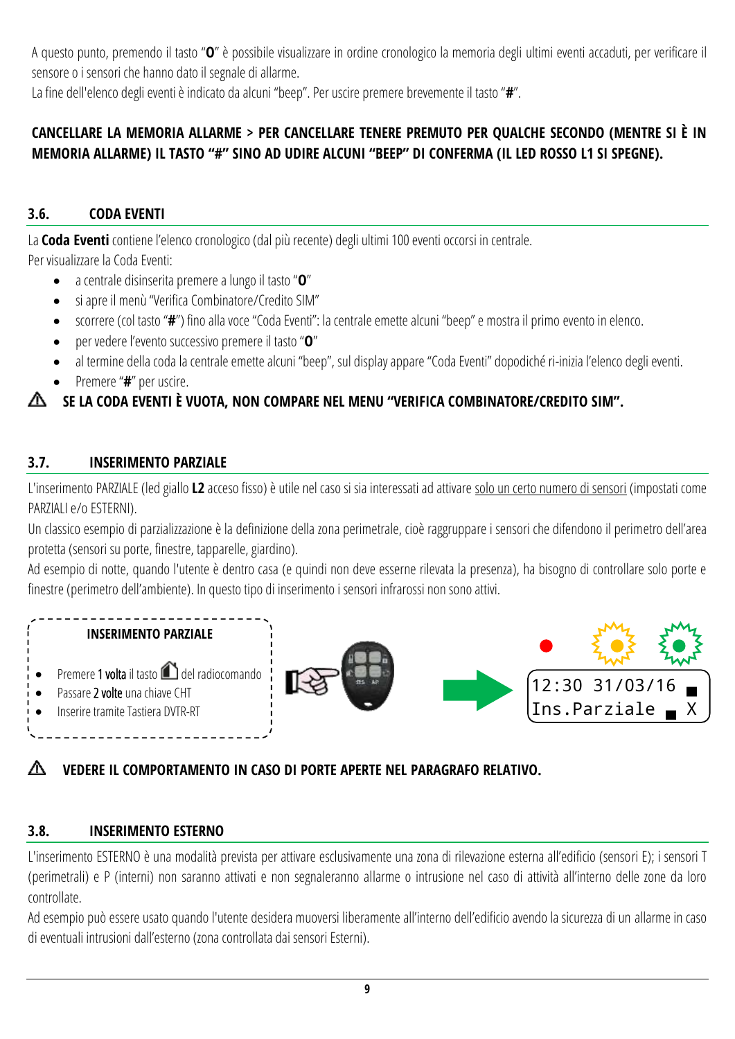A questo punto, premendo il tasto "**O**" è possibile visualizzare in ordine cronologico la memoria degli ultimi eventi accaduti, per verificare il sensore o i sensori che hanno dato il segnale di allarme.
La fine dell'elenco degli eventi è indicato da alcuni "beep". Per uscire premere brevemente il tasto "**#**".

**CANCELLARE LA MEMORIA ALLARME > PER CANCELLARE TENERE PREMUTO PER QUALCHE SECONDO (MENTRE SI È IN MEMORIA ALLARME) IL TASTO "#" SINO AD UDIRE ALCUNI "BEEP" DI CONFERMA (IL LED ROSSO L1 SI SPEGNE).**

### 3.6. CODA EVENTI

La **Coda Eventi** contiene l'elenco cronologico (dal più recente) degli ultimi 100 eventi occorsi in centrale.
Per visualizzare la Coda Eventi:

- a centrale disinserita premere a lungo il tasto "**O**"
- si apre il menù "Verifica Combinatore/Credito SIM"
- scorrere (col tasto "**#**") fino alla voce "Coda Eventi": la centrale emette alcuni "beep" e mostra il primo evento in elenco.
- per vedere l'evento successivo premere il tasto "**O**"
- al termine della coda la centrale emette alcuni "beep", sul display appare "Coda Eventi" dopodiché ri-inizia l'elenco degli eventi.
- Premere "**#**" per uscire.

⚠ **SE LA CODA EVENTI È VUOTA, NON COMPARE NEL MENU "VERIFICA COMBINATORE/CREDITO SIM".**

### 3.7. INSERIMENTO PARZIALE

L'inserimento PARZIALE (led giallo **L2** acceso fisso) è utile nel caso si sia interessati ad attivare solo un certo numero di sensori (impostati come PARZIALI e/o ESTERNI).
Un classico esempio di parzializzazione è la definizione della zona perimetrale, cioè raggruppare i sensori che difendono il perimetro dell'area protetta (sensori su porte, finestre, tapparelle, giardino).
Ad esempio di notte, quando l'utente è dentro casa (e quindi non deve esserne rilevata la presenza), ha bisogno di controllare solo porte e finestre (perimetro dell'ambiente). In questo tipo di inserimento i sensori infrarossi non sono attivi.

**INSERIMENTO PARZIALE**

- Premere **1 volta** il tasto del radiocomando
- Passare **2 volte** una chiave CHT
- Inserire tramite Tastiera DVTR-RT

```
12:30 31/03/16
Ins.Parziale   X
```

⚠ **VEDERE IL COMPORTAMENTO IN CASO DI PORTE APERTE NEL PARAGRAFO RELATIVO.**

### 3.8. INSERIMENTO ESTERNO

L'inserimento ESTERNO è una modalità prevista per attivare esclusivamente una zona di rilevazione esterna all'edificio (sensori E); i sensori T (perimetrali) e P (interni) non saranno attivati e non segnaleranno allarme o intrusione nel caso di attività all'interno delle zone da loro controllate.
Ad esempio può essere usato quando l'utente desidera muoversi liberamente all'interno dell'edificio avendo la sicurezza di un allarme in caso di eventuali intrusioni dall'esterno (zona controllata dai sensori Esterni).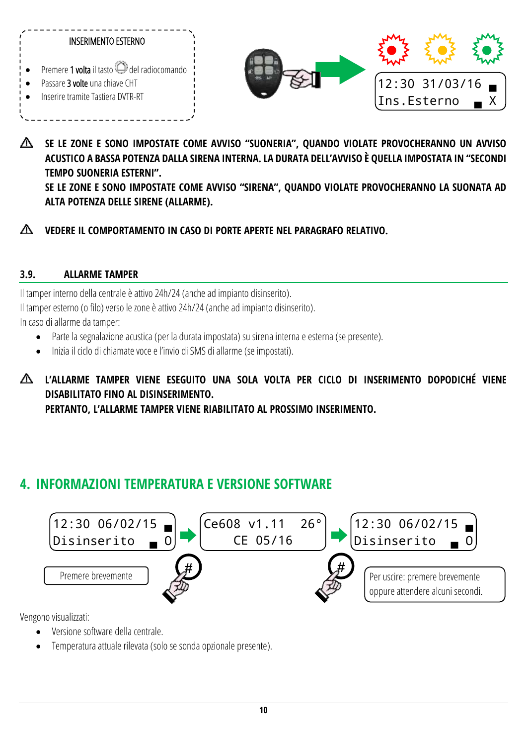INSERIMENTO ESTERNO

- Premere **1 volta** il tasto del radiocomando
- Passare **3 volte** una chiave CHT
- Inserire tramite Tastiera DVTR-RT

```
12:30 31/03/16
Ins.Esterno    X
```

⚠ **SE LE ZONE E SONO IMPOSTATE COME AVVISO "SUONERIA", QUANDO VIOLATE PROVOCHERANNO UN AVVISO ACUSTICO A BASSA POTENZA DALLA SIRENA INTERNA. LA DURATA DELL'AVVISO È QUELLA IMPOSTATA IN "SECONDI TEMPO SUONERIA ESTERNI".**
**SE LE ZONE E SONO IMPOSTATE COME AVVISO "SIRENA", QUANDO VIOLATE PROVOCHERANNO LA SUONATA AD ALTA POTENZA DELLE SIRENE (ALLARME).**

⚠ **VEDERE IL COMPORTAMENTO IN CASO DI PORTE APERTE NEL PARAGRAFO RELATIVO.**

### 3.9. ALLARME TAMPER

Il tamper interno della centrale è attivo 24h/24 (anche ad impianto disinserito).
Il tamper esterno (o filo) verso le zone è attivo 24h/24 (anche ad impianto disinserito).
In caso di allarme da tamper:

- Parte la segnalazione acustica (per la durata impostata) su sirena interna e esterna (se presente).
- Inizia il ciclo di chiamate voce e l'invio di SMS di allarme (se impostati).

⚠ **L'ALLARME TAMPER VIENE ESEGUITO UNA SOLA VOLTA PER CICLO DI INSERIMENTO DOPODICHÉ VIENE DISABILITATO FINO AL DISINSERIMENTO.**
**PERTANTO, L'ALLARME TAMPER VIENE RIABILITATO AL PROSSIMO INSERIMENTO.**

## 4. INFORMAZIONI TEMPERATURA E VERSIONE SOFTWARE

```
12:30 06/02/15        Ce608 v1.11   26°        12:30 06/02/15
Disinserito    0        CE 05/16               Disinserito    0
```

Premere brevemente (#)

Per uscire: premere brevemente (#) oppure attendere alcuni secondi.

Vengono visualizzati:

- Versione software della centrale.
- Temperatura attuale rilevata (solo se sonda opzionale presente).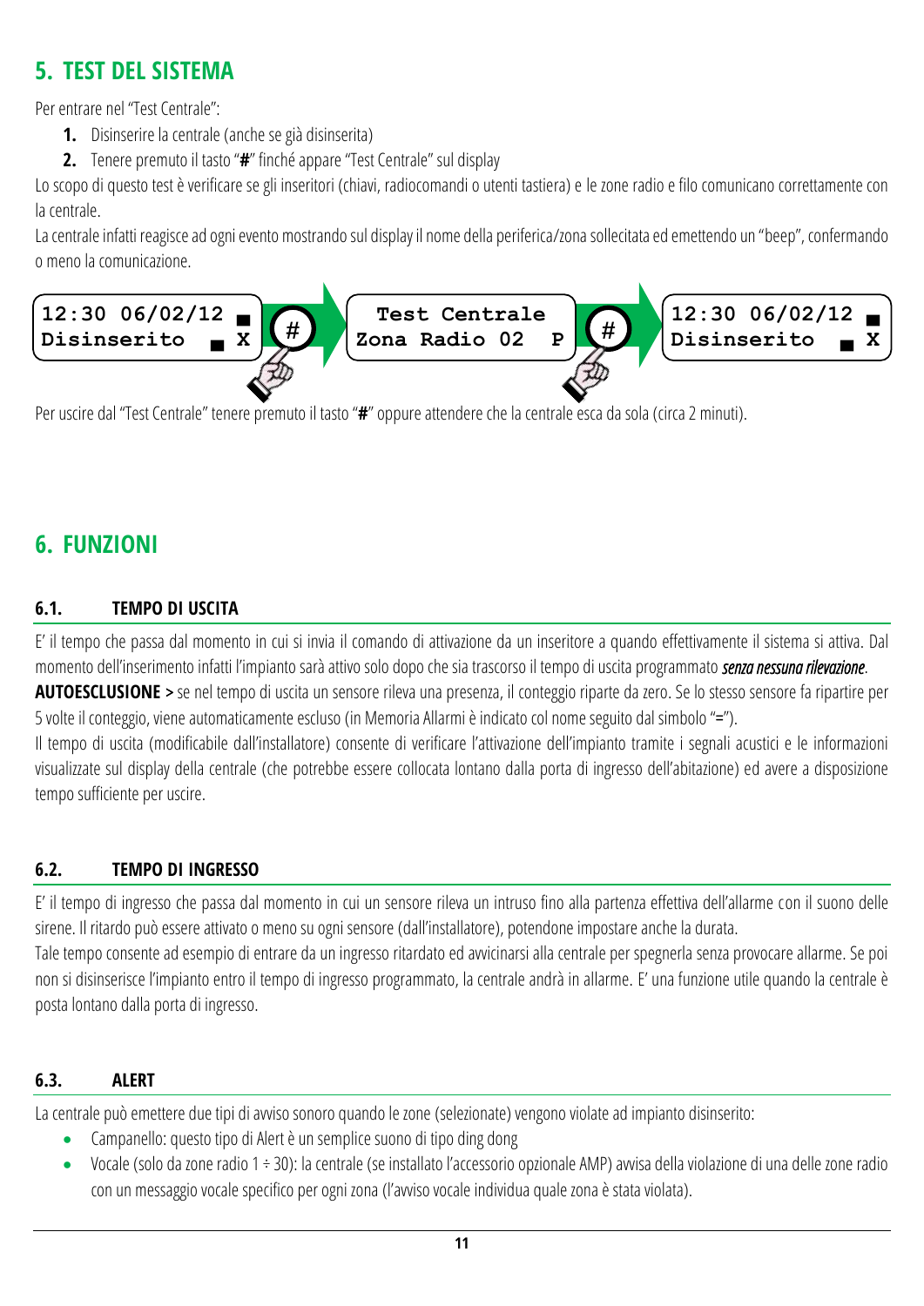## 5. TEST DEL SISTEMA

Per entrare nel "Test Centrale":

1. Disinserire la centrale (anche se già disinserita)
2. Tenere premuto il tasto "**#**" finché appare "Test Centrale" sul display

Lo scopo di questo test è verificare se gli inseritori (chiavi, radiocomandi o utenti tastiera) e le zone radio e filo comunicano correttamente con la centrale.

La centrale infatti reagisce ad ogni evento mostrando sul display il nome della periferica/zona sollecitata ed emettendo un "beep", confermando o meno la comunicazione.

```
12:30 06/02/12 ▄     Test Centrale        12:30 06/02/12 ▄
Disinserito   ▄ X    Zona Radio 02  P     Disinserito   ▄ X
```

Per uscire dal "Test Centrale" tenere premuto il tasto "**#**" oppure attendere che la centrale esca da sola (circa 2 minuti).

## 6. FUNZIONI

### 6.1. TEMPO DI USCITA

E' il tempo che passa dal momento in cui si invia il comando di attivazione da un inseritore a quando effettivamente il sistema si attiva. Dal momento dell'inserimento infatti l'impianto sarà attivo solo dopo che sia trascorso il tempo di uscita programmato ***senza nessuna rilevazione***.

**AUTOESCLUSIONE >** se nel tempo di uscita un sensore rileva una presenza, il conteggio riparte da zero. Se lo stesso sensore fa ripartire per 5 volte il conteggio, viene automaticamente escluso (in Memoria Allarmi è indicato col nome seguito dal simbolo "**=**").

Il tempo di uscita (modificabile dall'installatore) consente di verificare l'attivazione dell'impianto tramite i segnali acustici e le informazioni visualizzate sul display della centrale (che potrebbe essere collocata lontano dalla porta di ingresso dell'abitazione) ed avere a disposizione tempo sufficiente per uscire.

### 6.2. TEMPO DI INGRESSO

E' il tempo di ingresso che passa dal momento in cui un sensore rileva un intruso fino alla partenza effettiva dell'allarme con il suono delle sirene. Il ritardo può essere attivato o meno su ogni sensore (dall'installatore), potendone impostare anche la durata.

Tale tempo consente ad esempio di entrare da un ingresso ritardato ed avvicinarsi alla centrale per spegnerla senza provocare allarme. Se poi non si disinserisce l'impianto entro il tempo di ingresso programmato, la centrale andrà in allarme. E' una funzione utile quando la centrale è posta lontano dalla porta di ingresso.

### 6.3. ALERT

La centrale può emettere due tipi di avviso sonoro quando le zone (selezionate) vengono violate ad impianto disinserito:

- Campanello: questo tipo di Alert è un semplice suono di tipo ding dong
- Vocale (solo da zone radio 1 ÷ 30): la centrale (se installato l'accessorio opzionale AMP) avvisa della violazione di una delle zone radio con un messaggio vocale specifico per ogni zona (l'avviso vocale individua quale zona è stata violata).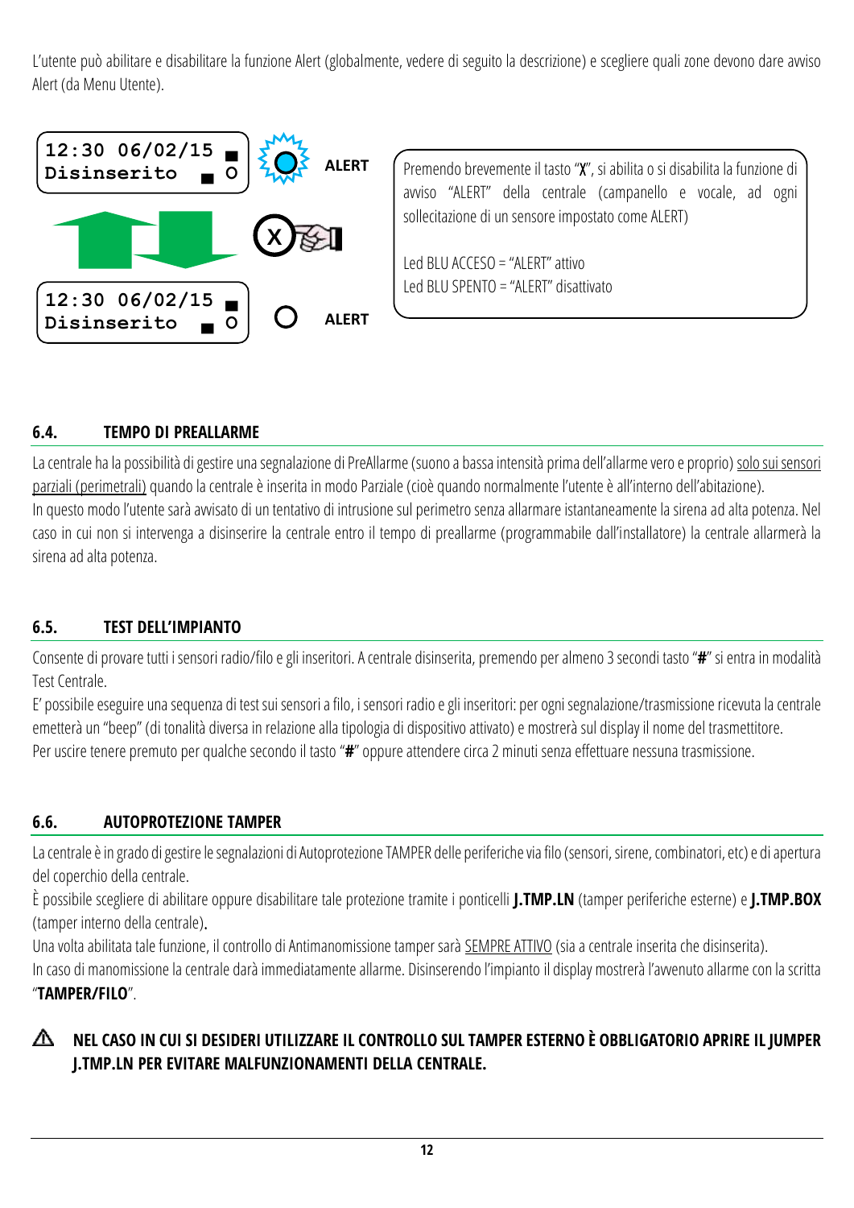L'utente può abilitare e disabilitare la funzione Alert (globalmente, vedere di seguito la descrizione) e scegliere quali zone devono dare avviso Alert (da Menu Utente).

```
12:30 06/02/15 ▀
Disinserito  ▄ O
```

ALERT

```
12:30 06/02/15 ▀
Disinserito  ▄ O
```

ALERT

Premendo brevemente il tasto "**X**", si abilita o si disabilita la funzione di avviso "ALERT" della centrale (campanello e vocale, ad ogni sollecitazione di un sensore impostato come ALERT)

Led BLU ACCESO = "ALERT" attivo
Led BLU SPENTO = "ALERT" disattivato

## 6.4. TEMPO DI PREALLARME

La centrale ha la possibilità di gestire una segnalazione di PreAllarme (suono a bassa intensità prima dell'allarme vero e proprio) solo sui sensori parziali (perimetrali) quando la centrale è inserita in modo Parziale (cioè quando normalmente l'utente è all'interno dell'abitazione).
In questo modo l'utente sarà avvisato di un tentativo di intrusione sul perimetro senza allarmare istantaneamente la sirena ad alta potenza. Nel caso in cui non si intervenga a disinserire la centrale entro il tempo di preallarme (programmabile dall'installatore) la centrale allarmerà la sirena ad alta potenza.

## 6.5. TEST DELL'IMPIANTO

Consente di provare tutti i sensori radio/filo e gli inseritori. A centrale disinserita, premendo per almeno 3 secondi tasto "**#**" si entra in modalità Test Centrale.
E' possibile eseguire una sequenza di test sui sensori a filo, i sensori radio e gli inseritori: per ogni segnalazione/trasmissione ricevuta la centrale emetterà un "beep" (di tonalità diversa in relazione alla tipologia di dispositivo attivato) e mostrerà sul display il nome del trasmettitore.
Per uscire tenere premuto per qualche secondo il tasto "**#**" oppure attendere circa 2 minuti senza effettuare nessuna trasmissione.

## 6.6. AUTOPROTEZIONE TAMPER

La centrale è in grado di gestire le segnalazioni di Autoprotezione TAMPER delle periferiche via filo (sensori, sirene, combinatori, etc) e di apertura del coperchio della centrale.
È possibile scegliere di abilitare oppure disabilitare tale protezione tramite i ponticelli **J.TMP.LN** (tamper periferiche esterne) e **J.TMP.BOX** (tamper interno della centrale).
Una volta abilitata tale funzione, il controllo di Antimanomissione tamper sarà SEMPRE ATTIVO (sia a centrale inserita che disinserita).
In caso di manomissione la centrale darà immediatamente allarme. Disinserendo l'impianto il display mostrerà l'avvenuto allarme con la scritta "**TAMPER/FILO**".

⚠ **NEL CASO IN CUI SI DESIDERI UTILIZZARE IL CONTROLLO SUL TAMPER ESTERNO È OBBLIGATORIO APRIRE IL JUMPER J.TMP.LN PER EVITARE MALFUNZIONAMENTI DELLA CENTRALE.**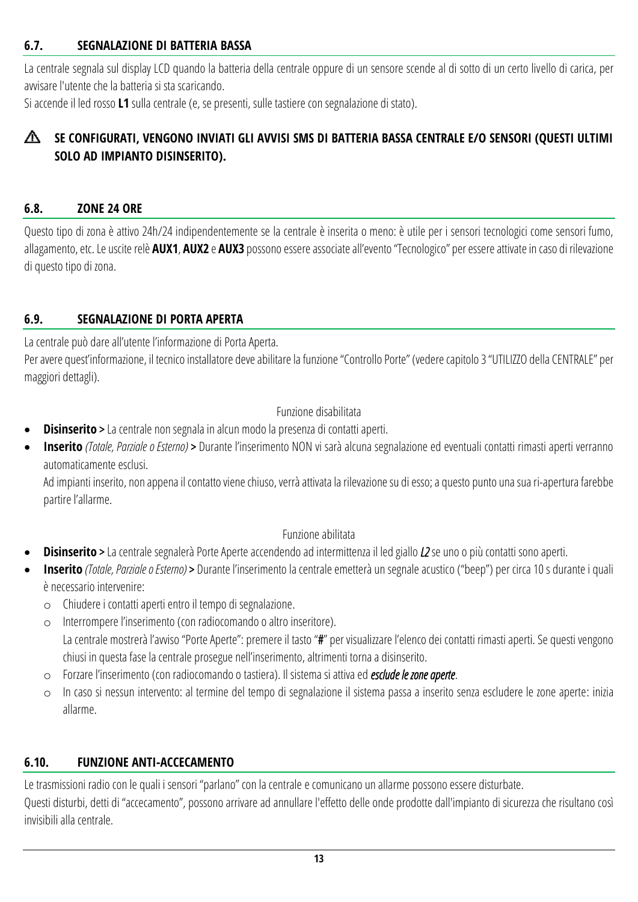## 6.7. SEGNALAZIONE DI BATTERIA BASSA

La centrale segnala sul display LCD quando la batteria della centrale oppure di un sensore scende al di sotto di un certo livello di carica, per avvisare l'utente che la batteria si sta scaricando.
Si accende il led rosso **L1** sulla centrale (e, se presenti, sulle tastiere con segnalazione di stato).

⚠ **SE CONFIGURATI, VENGONO INVIATI GLI AVVISI SMS DI BATTERIA BASSA CENTRALE E/O SENSORI (QUESTI ULTIMI SOLO AD IMPIANTO DISINSERITO).**

## 6.8. ZONE 24 ORE

Questo tipo di zona è attivo 24h/24 indipendentemente se la centrale è inserita o meno: è utile per i sensori tecnologici come sensori fumo, allagamento, etc. Le uscite relè **AUX1**, **AUX2** e **AUX3** possono essere associate all'evento "Tecnologico" per essere attivate in caso di rilevazione di questo tipo di zona.

## 6.9. SEGNALAZIONE DI PORTA APERTA

La centrale può dare all'utente l'informazione di Porta Aperta.
Per avere quest'informazione, il tecnico installatore deve abilitare la funzione "Controllo Porte" (vedere capitolo 3 "UTILIZZO della CENTRALE" per maggiori dettagli).

Funzione disabilitata

- **Disinserito >** La centrale non segnala in alcun modo la presenza di contatti aperti.
- **Inserito** *(Totale, Parziale o Esterno)* **>** Durante l'inserimento NON vi sarà alcuna segnalazione ed eventuali contatti rimasti aperti verranno automaticamente esclusi.
  Ad impianti inserito, non appena il contatto viene chiuso, verrà attivata la rilevazione su di esso; a questo punto una sua ri-apertura farebbe partire l'allarme.

Funzione abilitata

- **Disinserito >** La centrale segnalerà Porte Aperte accendendo ad intermittenza il led giallo *L2* se uno o più contatti sono aperti.
- **Inserito** *(Totale, Parziale o Esterno)* **>** Durante l'inserimento la centrale emetterà un segnale acustico ("beep") per circa 10 s durante i quali è necessario intervenire:
  - Chiudere i contatti aperti entro il tempo di segnalazione.
  - Interrompere l'inserimento (con radiocomando o altro inseritore).
    La centrale mostrerà l'avviso "Porte Aperte": premere il tasto "**#**" per visualizzare l'elenco dei contatti rimasti aperti. Se questi vengono chiusi in questa fase la centrale prosegue nell'inserimento, altrimenti torna a disinserito.
  - Forzare l'inserimento (con radiocomando o tastiera). Il sistema si attiva ed ***esclude le zone aperte***.
  - In caso si nessun intervento: al termine del tempo di segnalazione il sistema passa a inserito senza escludere le zone aperte: inizia allarme.

## 6.10. FUNZIONE ANTI-ACCECAMENTO

Le trasmissioni radio con le quali i sensori "parlano" con la centrale e comunicano un allarme possono essere disturbate.
Questi disturbi, detti di "accecamento", possono arrivare ad annullare l'effetto delle onde prodotte dall'impianto di sicurezza che risultano così invisibili alla centrale.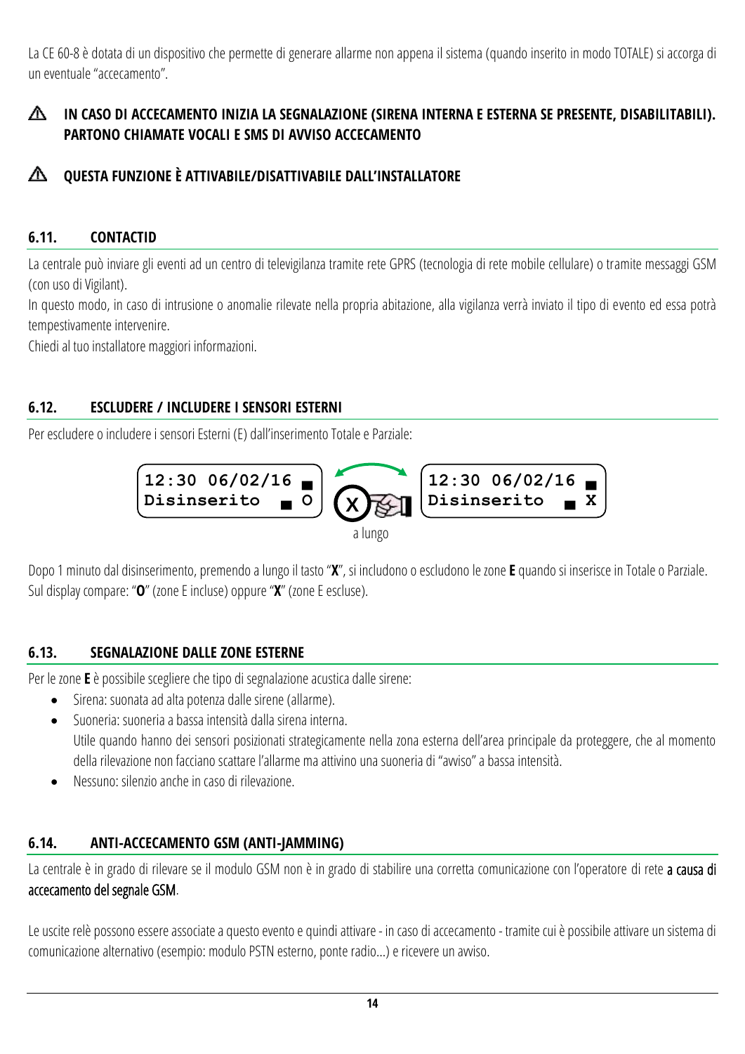La CE 60-8 è dotata di un dispositivo che permette di generare allarme non appena il sistema (quando inserito in modo TOTALE) si accorga di un eventuale "accecamento".

⚠ **IN CASO DI ACCECAMENTO INIZIA LA SEGNALAZIONE (SIRENA INTERNA E ESTERNA SE PRESENTE, DISABILITABILI). PARTONO CHIAMATE VOCALI E SMS DI AVVISO ACCECAMENTO**

⚠ **QUESTA FUNZIONE È ATTIVABILE/DISATTIVABILE DALL'INSTALLATORE**

## 6.11. CONTACTID

La centrale può inviare gli eventi ad un centro di televigilanza tramite rete GPRS (tecnologia di rete mobile cellulare) o tramite messaggi GSM (con uso di Vigilant).

In questo modo, in caso di intrusione o anomalie rilevate nella propria abitazione, alla vigilanza verrà inviato il tipo di evento ed essa potrà tempestivamente intervenire.

Chiedi al tuo installatore maggiori informazioni.

## 6.12. ESCLUDERE / INCLUDERE I SENSORI ESTERNI

Per escludere o includere i sensori Esterni (E) dall'inserimento Totale e Parziale:

```
12:30 06/02/16 ▄        12:30 06/02/16 ▄
Disinserito  ▄ O   (X)  Disinserito  ▄ X
                 a lungo
```

Dopo 1 minuto dal disinserimento, premendo a lungo il tasto "**X**", si includono o escludono le zone **E** quando si inserisce in Totale o Parziale. Sul display compare: "**O**" (zone E incluse) oppure "**X**" (zone E escluse).

## 6.13. SEGNALAZIONE DALLE ZONE ESTERNE

Per le zone **E** è possibile scegliere che tipo di segnalazione acustica dalle sirene:

- Sirena: suonata ad alta potenza dalle sirene (allarme).
- Suoneria: suoneria a bassa intensità dalla sirena interna.
  Utile quando hanno dei sensori posizionati strategicamente nella zona esterna dell'area principale da proteggere, che al momento della rilevazione non facciano scattare l'allarme ma attivino una suoneria di "avviso" a bassa intensità.
- Nessuno: silenzio anche in caso di rilevazione.

## 6.14. ANTI-ACCECAMENTO GSM (ANTI-JAMMING)

La centrale è in grado di rilevare se il modulo GSM non è in grado di stabilire una corretta comunicazione con l'operatore di rete a causa di accecamento del segnale GSM.

Le uscite relè possono essere associate a questo evento e quindi attivare - in caso di accecamento - tramite cui è possibile attivare un sistema di comunicazione alternativo (esempio: modulo PSTN esterno, ponte radio…) e ricevere un avviso.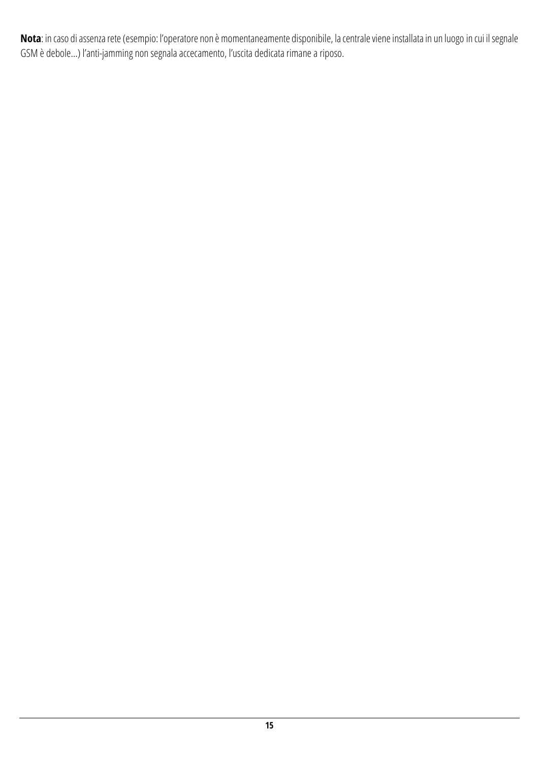**Nota**: in caso di assenza rete (esempio: l'operatore non è momentaneamente disponibile, la centrale viene installata in un luogo in cui il segnale GSM è debole...) l'anti-jamming non segnala accecamento, l'uscita dedicata rimane a riposo.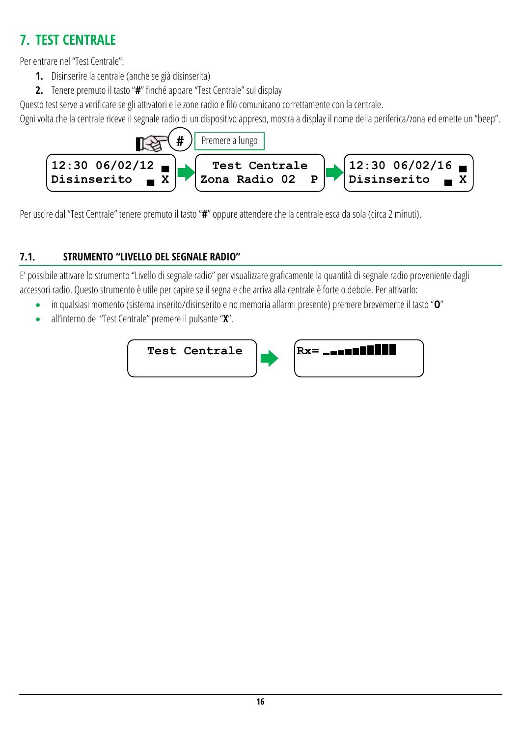# 7. TEST CENTRALE

Per entrare nel "Test Centrale":

1. Disinserire la centrale (anche se già disinserita)
2. Tenere premuto il tasto "**#**" finché appare "Test Centrale" sul display

Questo test serve a verificare se gli attivatori e le zone radio e filo comunicano correttamente con la centrale.

Ogni volta che la centrale riceve il segnale radio di un dispositivo appreso, mostra a display il nome della periferica/zona ed emette un "beep".

#  Premere a lungo

```
12:30 06/02/12 ▄      Test Centrale        12:30 06/02/16 ▄
Disinserito  ▄ X  →  Zona Radio 02   P  →  Disinserito  ▄ X
```

Per uscire dal "Test Centrale" tenere premuto il tasto "**#**" oppure attendere che la centrale esca da sola (circa 2 minuti).

## 7.1. STRUMENTO "LIVELLO DEL SEGNALE RADIO"

E' possibile attivare lo strumento "Livello di segnale radio" per visualizzare graficamente la quantità di segnale radio proveniente dagli accessori radio. Questo strumento è utile per capire se il segnale che arriva alla centrale è forte o debole. Per attivarlo:

- in qualsiasi momento (sistema inserito/disinserito e no memoria allarmi presente) premere brevemente il tasto "**0**"
- all'interno del "Test Centrale" premere il pulsante "**X**".

```
Test Centrale  →  Rx= ▂▂▃▄▅▆▇█
```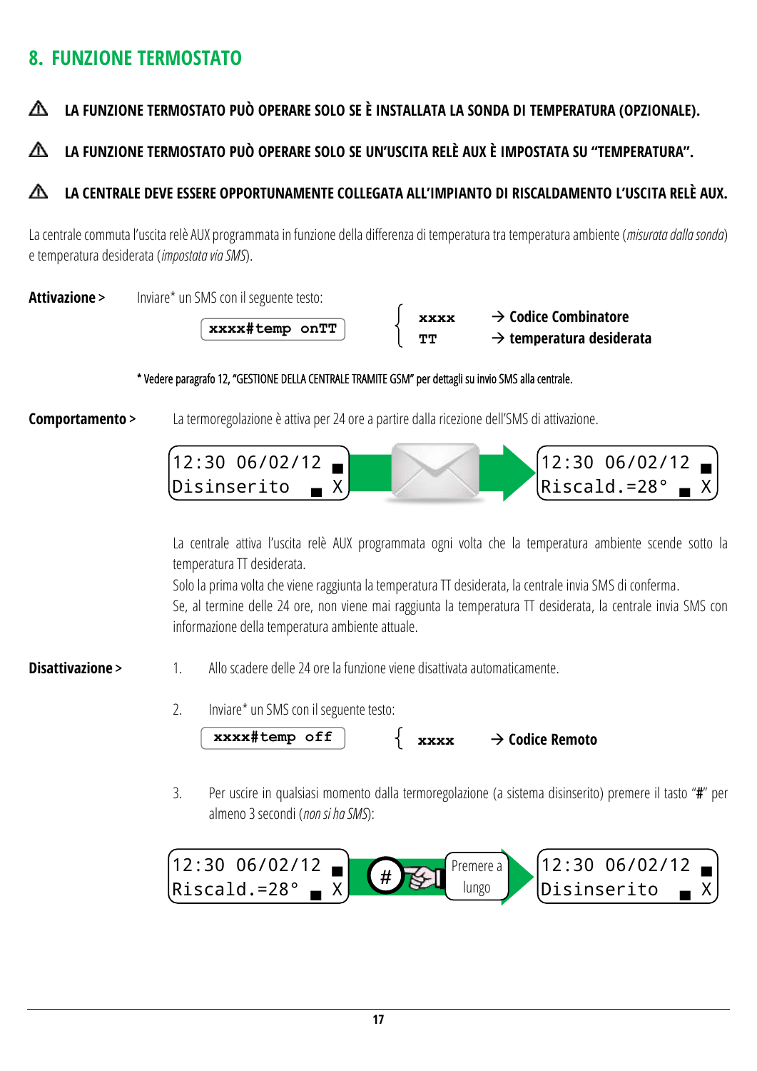## 8. FUNZIONE TERMOSTATO

⚠ **LA FUNZIONE TERMOSTATO PUÒ OPERARE SOLO SE È INSTALLATA LA SONDA DI TEMPERATURA (OPZIONALE).**

⚠ **LA FUNZIONE TERMOSTATO PUÒ OPERARE SOLO SE UN'USCITA RELÈ AUX È IMPOSTATA SU "TEMPERATURA".**

⚠ **LA CENTRALE DEVE ESSERE OPPORTUNAMENTE COLLEGATA ALL'IMPIANTO DI RISCALDAMENTO L'USCITA RELÈ AUX.**

La centrale commuta l'uscita relè AUX programmata in funzione della differenza di temperatura tra temperatura ambiente (*misurata dalla sonda*) e temperatura desiderata (*impostata via SMS*).

**Attivazione >** Inviare* un SMS con il seguente testo:

```
xxxx#temp onTT
```

- **xxxx** → **Codice Combinatore**
- **TT** → **temperatura desiderata**

\* Vedere paragrafo 12, "GESTIONE DELLA CENTRALE TRAMITE GSM" per dettagli su invio SMS alla centrale.

**Comportamento >** La termoregolazione è attiva per 24 ore a partire dalla ricezione dell'SMS di attivazione.

```
12:30 06/02/12 ■        12:30 06/02/12 ■
Disinserito   ▄ X   →   Riscald.=28°  ▄ X
```

La centrale attiva l'uscita relè AUX programmata ogni volta che la temperatura ambiente scende sotto la temperatura TT desiderata.
Solo la prima volta che viene raggiunta la temperatura TT desiderata, la centrale invia SMS di conferma.
Se, al termine delle 24 ore, non viene mai raggiunta la temperatura TT desiderata, la centrale invia SMS con informazione della temperatura ambiente attuale.

**Disattivazione >**

1. Allo scadere delle 24 ore la funzione viene disattivata automaticamente.

2. Inviare* un SMS con il seguente testo:

   ```
   xxxx#temp off
   ```

   - **xxxx** → **Codice Remoto**

3. Per uscire in qualsiasi momento dalla termoregolazione (a sistema disinserito) premere il tasto "**#**" per almeno 3 secondi (*non si ha SMS*):

```
12:30 06/02/12 ■      #  Premere a lungo      12:30 06/02/12 ■
Riscald.=28°  ▄ X   →                    →    Disinserito   ▄ X
```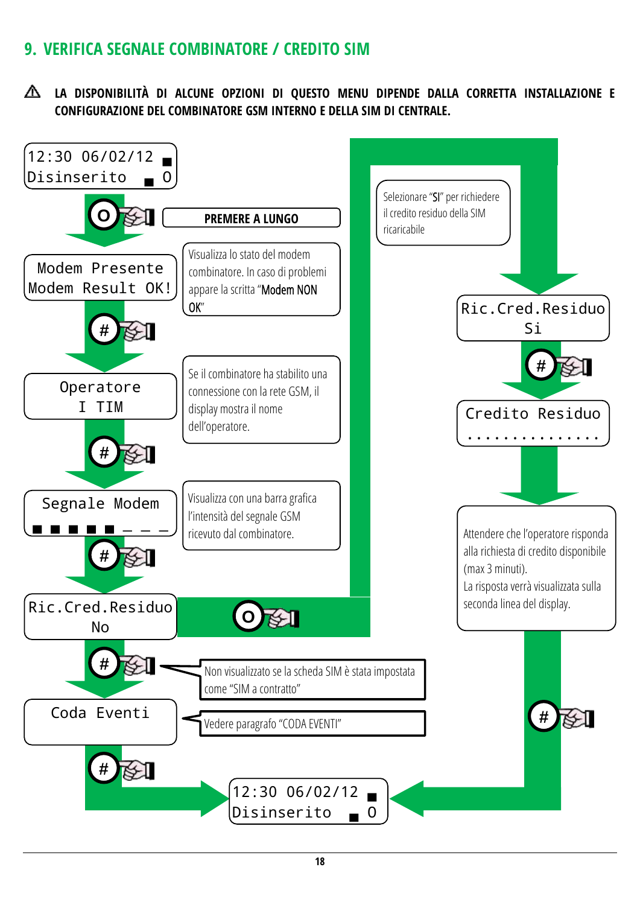## 9. VERIFICA SEGNALE COMBINATORE / CREDITO SIM

⚠ **LA DISPONIBILITÀ DI ALCUNE OPZIONI DI QUESTO MENU DIPENDE DALLA CORRETTA INSTALLAZIONE E CONFIGURAZIONE DEL COMBINATORE GSM INTERNO E DELLA SIM DI CENTRALE.**

```
12:30 06/02/12 ▄
Disinserito  ▄ 0
```

O — **PREMERE A LUNGO**

```
Modem Presente
Modem Result OK!
```

Visualizza lo stato del modem combinatore. In caso di problemi appare la scritta "Modem NON OK"

\#

```
Operatore
I TIM
```

Se il combinatore ha stabilito una connessione con la rete GSM, il display mostra il nome dell'operatore.

\#

```
Segnale Modem
▄ ▄ ▄ ▄ ▄ _ _ _
```

Visualizza con una barra grafica l'intensità del segnale GSM ricevuto dal combinatore.

\#

```
Ric.Cred.Residuo
No
```

O →

Selezionare "SI" per richiedere il credito residuo della SIM ricaricabile

```
Ric.Cred.Residuo
Si
```

\#

```
Credito Residuo
...............
```

Attendere che l'operatore risponda alla richiesta di credito disponibile (max 3 minuti).
La risposta verrà visualizzata sulla seconda linea del display.

\# → ritorno a:

```
12:30 06/02/12 ▄
Disinserito  ▄ 0
```

Da "Ric.Cred.Residuo No":

\# — Non visualizzato se la scheda SIM è stata impostata come "SIM a contratto"

```
Coda Eventi
```

Vedere paragrafo "CODA EVENTI"

\# → ritorno a:

```
12:30 06/02/12 ▄
Disinserito  ▄ 0
```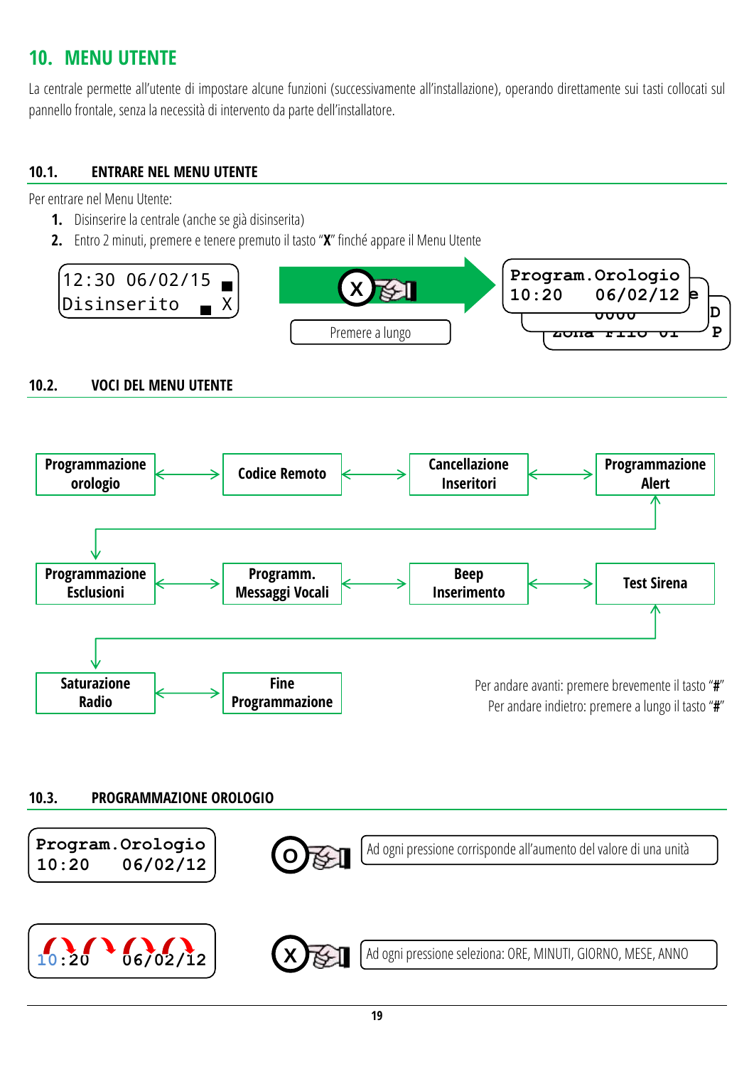# 10. MENU UTENTE

La centrale permette all'utente di impostare alcune funzioni (successivamente all'installazione), operando direttamente sui tasti collocati sul pannello frontale, senza la necessità di intervento da parte dell'installatore.

## 10.1. ENTRARE NEL MENU UTENTE

Per entrare nel Menu Utente:

1. Disinserire la centrale (anche se già disinserita)
2. Entro 2 minuti, premere e tenere premuto il tasto "**X**" finché appare il Menu Utente

```
12:30 06/02/15 ■
Disinserito  ■ X
```

X — Premere a lungo

```
Program.Orologio
10:20   06/02/12
```

## 10.2. VOCI DEL MENU UTENTE

Programmazione orologio ↔ Codice Remoto ↔ Cancellazione Inseritori ↔ Programmazione Alert

Programmazione Esclusioni ↔ Programm. Messaggi Vocali ↔ Beep Inserimento ↔ Test Sirena

Saturazione Radio ↔ Fine Programmazione

Per andare avanti: premere brevemente il tasto "**#**"
Per andare indietro: premere a lungo il tasto "**#**"

## 10.3. PROGRAMMAZIONE OROLOGIO

```
Program.Orologio
10:20   06/02/12
```

O — Ad ogni pressione corrisponde all'aumento del valore di una unità

```
10:20   06/02/12
```

X — Ad ogni pressione seleziona: ORE, MINUTI, GIORNO, MESE, ANNO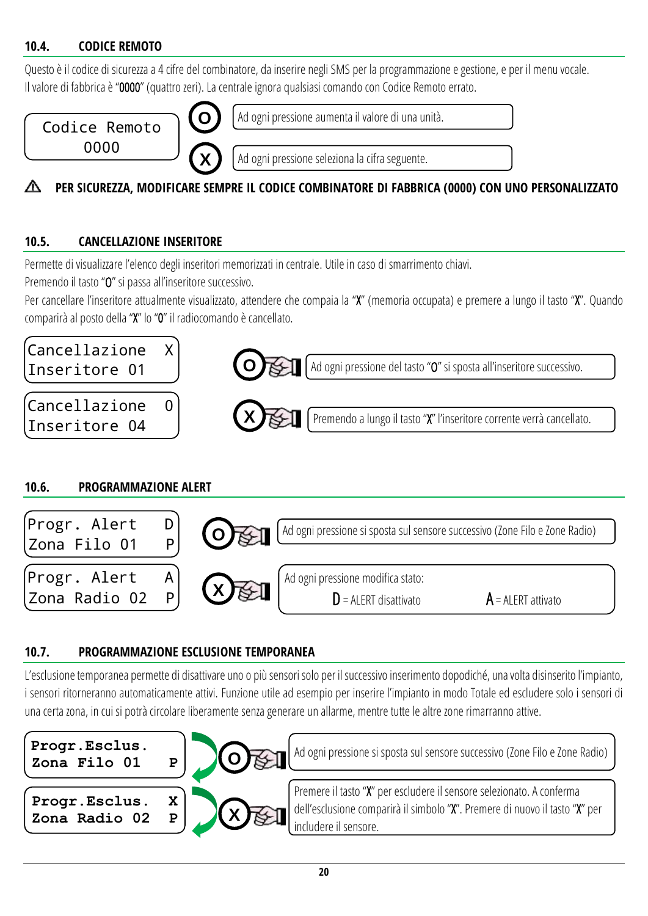## 10.4. CODICE REMOTO

Questo è il codice di sicurezza a 4 cifre del combinatore, da inserire negli SMS per la programmazione e gestione, e per il menu vocale.
Il valore di fabbrica è "0000" (quattro zeri). La centrale ignora qualsiasi comando con Codice Remoto errato.

```
Codice Remoto
    0000
```

- **O**: Ad ogni pressione aumenta il valore di una unità.
- **X**: Ad ogni pressione seleziona la cifra seguente.

⚠ **PER SICUREZZA, MODIFICARE SEMPRE IL CODICE COMBINATORE DI FABBRICA (0000) CON UNO PERSONALIZZATO**

## 10.5. CANCELLAZIONE INSERITORE

Permette di visualizzare l'elenco degli inseritori memorizzati in centrale. Utile in caso di smarrimento chiavi.
Premendo il tasto "O" si passa all'inseritore successivo.
Per cancellare l'inseritore attualmente visualizzato, attendere che compaia la "X" (memoria occupata) e premere a lungo il tasto "X". Quando comparirà al posto della "X" lo "0" il radiocomando è cancellato.

```
Cancellazione  X
Inseritore 01
```

```
Cancellazione  0
Inseritore 04
```

- **O**: Ad ogni pressione del tasto "O" si sposta all'inseritore successivo.
- **X**: Premendo a lungo il tasto "X" l'inseritore corrente verrà cancellato.

## 10.6. PROGRAMMAZIONE ALERT

```
Progr. Alert   D
Zona Filo 01   P
```

```
Progr. Alert   A
Zona Radio 02  P
```

- **O**: Ad ogni pressione si sposta sul sensore successivo (Zone Filo e Zone Radio)
- **X**: Ad ogni pressione modifica stato:
  **D** = ALERT disattivato **A** = ALERT attivato

## 10.7. PROGRAMMAZIONE ESCLUSIONE TEMPORANEA

L'esclusione temporanea permette di disattivare uno o più sensori solo per il successivo inserimento dopodiché, una volta disinserito l'impianto, i sensori ritorneranno automaticamente attivi. Funzione utile ad esempio per inserire l'impianto in modo Totale ed escludere solo i sensori di una certa zona, in cui si potrà circolare liberamente senza generare un allarme, mentre tutte le altre zone rimarranno attive.

```
Progr.Esclus.
Zona Filo 01   P
```

```
Progr.Esclus.  X
Zona Radio 02  P
```

- **O**: Ad ogni pressione si sposta sul sensore successivo (Zone Filo e Zone Radio)
- **X**: Premere il tasto "X" per escludere il sensore selezionato. A conferma dell'esclusione comparirà il simbolo "X". Premere di nuovo il tasto "X" per includere il sensore.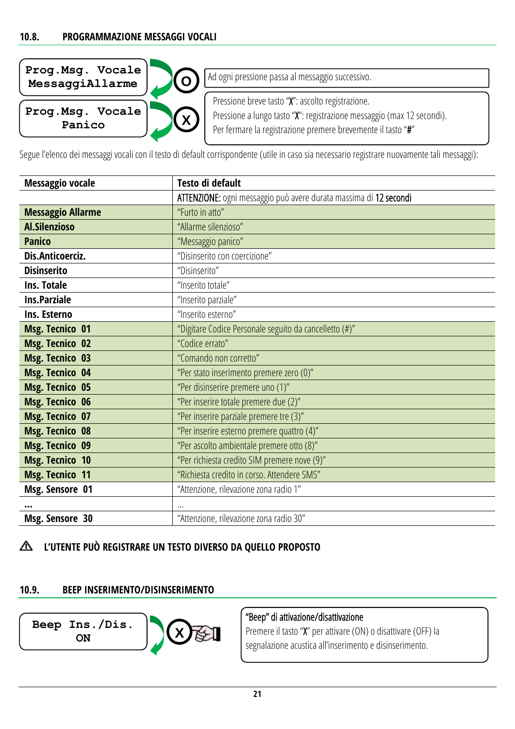## 10.8. PROGRAMMAZIONE MESSAGGI VOCALI

```
Prog.Msg. Vocale
MessaggiAllarme
```

O — Ad ogni pressione passa al messaggio successivo.

```
Prog.Msg. Vocale
     Panico
```

X — Pressione breve tasto "X": ascolto registrazione.
Pressione a lungo tasto "X": registrazione messaggio (max 12 secondi).
Per fermare la registrazione premere brevemente il tasto "#"

Segue l'elenco dei messaggi vocali con il testo di default corrispondente (utile in caso sia necessario registrare nuovamente tali messaggi):

| Messaggio vocale | Testo di default |
|---|---|
| | ATTENZIONE: ogni messaggio può avere durata massima di 12 secondi |
| **Messaggio Allarme** | "Furto in atto" |
| **Al.Silenzioso** | "Allarme silenzioso" |
| **Panico** | "Messaggio panico" |
| **Dis.Anticoerciz.** | "Disinserito con coercizione" |
| **Disinserito** | "Disinserito" |
| **Ins. Totale** | "Inserito totale" |
| **Ins.Parziale** | "Inserito parziale" |
| **Ins. Esterno** | "Inserito esterno" |
| **Msg. Tecnico 01** | "Digitare Codice Personale seguito da cancelletto (#)" |
| **Msg. Tecnico 02** | "Codice errato" |
| **Msg. Tecnico 03** | "Comando non corretto" |
| **Msg. Tecnico 04** | "Per stato inserimento premere zero (0)" |
| **Msg. Tecnico 05** | "Per disinserire premere uno (1)" |
| **Msg. Tecnico 06** | "Per inserire totale premere due (2)" |
| **Msg. Tecnico 07** | "Per inserire parziale premere tre (3)" |
| **Msg. Tecnico 08** | "Per inserire esterno premere quattro (4)" |
| **Msg. Tecnico 09** | "Per ascolto ambientale premere otto (8)" |
| **Msg. Tecnico 10** | "Per richiesta credito SIM premere nove (9)" |
| **Msg. Tecnico 11** | "Richiesta credito in corso. Attendere SMS" |
| **Msg. Sensore 01** | "Attenzione, rilevazione zona radio 1" |
| **...** | ... |
| **Msg. Sensore 30** | "Attenzione, rilevazione zona radio 30" |

⚠ **L'UTENTE PUÒ REGISTRARE UN TESTO DIVERSO DA QUELLO PROPOSTO**

## 10.9. BEEP INSERIMENTO/DISINSERIMENTO

```
Beep Ins./Dis.
      ON
```

X — **"Beep" di attivazione/disattivazione**
Premere il tasto "X" per attivare (ON) o disattivare (OFF) la segnalazione acustica all'inserimento e disinserimento.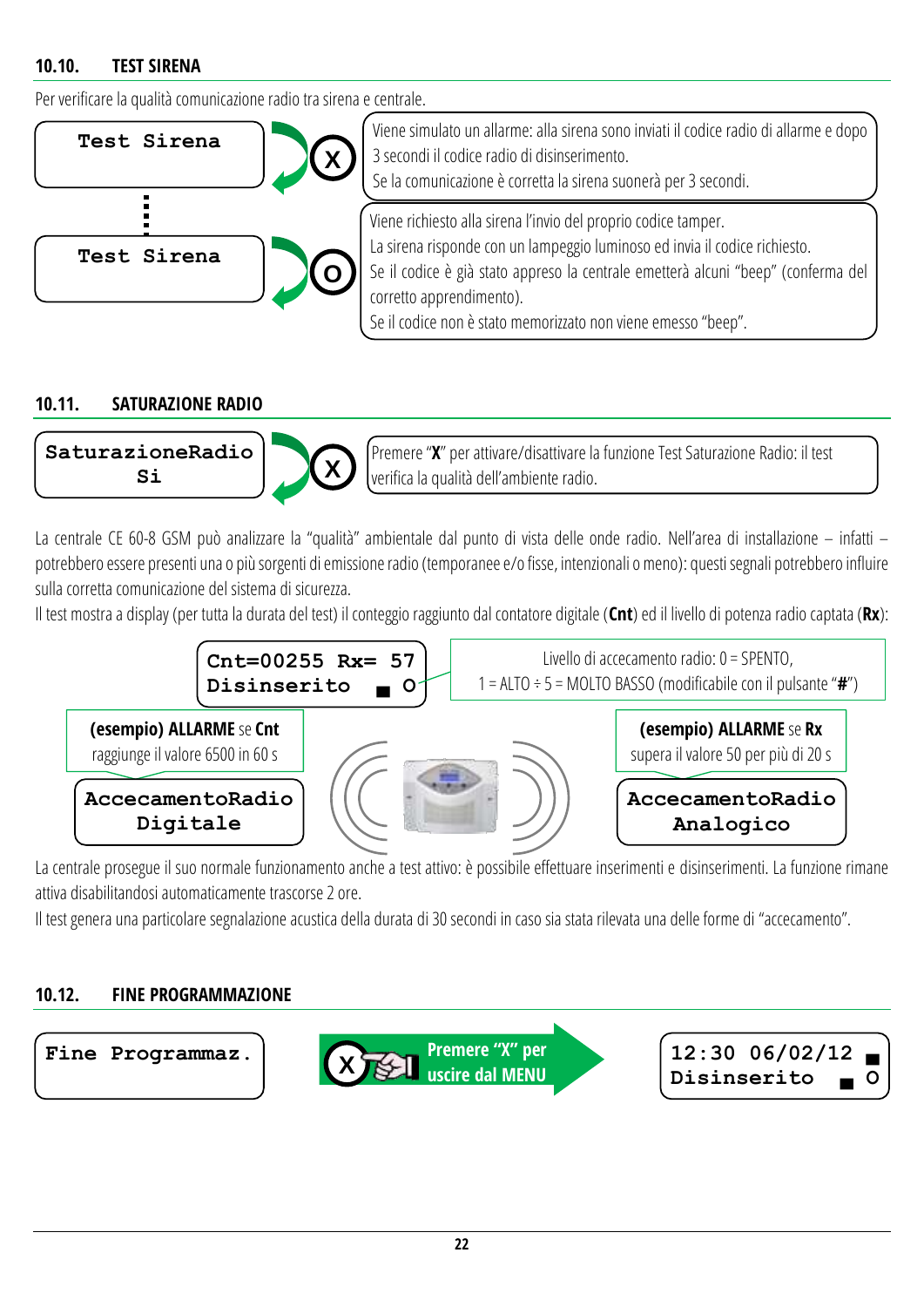## 10.10. TEST SIRENA

Per verificare la qualità comunicazione radio tra sirena e centrale.

```
Test Sirena
```

**X** — Viene simulato un allarme: alla sirena sono inviati il codice radio di allarme e dopo 3 secondi il codice radio di disinserimento.
Se la comunicazione è corretta la sirena suonerà per 3 secondi.

```
Test Sirena
```

**O** — Viene richiesto alla sirena l'invio del proprio codice tamper.
La sirena risponde con un lampeggio luminoso ed invia il codice richiesto.
Se il codice è già stato appreso la centrale emetterà alcuni "beep" (conferma del corretto apprendimento).
Se il codice non è stato memorizzato non viene emesso "beep".

## 10.11. SATURAZIONE RADIO

```
SaturazioneRadio
       Si
```

**X** — Premere "**X**" per attivare/disattivare la funzione Test Saturazione Radio: il test verifica la qualità dell'ambiente radio.

La centrale CE 60-8 GSM può analizzare la "qualità" ambientale dal punto di vista delle onde radio. Nell'area di installazione – infatti – potrebbero essere presenti una o più sorgenti di emissione radio (temporanee e/o fisse, intenzionali o meno): questi segnali potrebbero influire sulla corretta comunicazione del sistema di sicurezza.

Il test mostra a display (per tutta la durata del test) il conteggio raggiunto dal contatore digitale (**Cnt**) ed il livello di potenza radio captata (**Rx**):

```
Cnt=00255 Rx= 57
Disinserito   ■ O
```

Livello di accecamento radio: 0 = SPENTO, 1 = ALTO ÷ 5 = MOLTO BASSO (modificabile con il pulsante "**#**")

**(esempio) ALLARME** se **Cnt** raggiunge il valore 6500 in 60 s

```
AccecamentoRadio
    Digitale
```

**(esempio) ALLARME** se **Rx** supera il valore 50 per più di 20 s

```
AccecamentoRadio
   Analogico
```

La centrale prosegue il suo normale funzionamento anche a test attivo: è possibile effettuare inserimenti e disinserimenti. La funzione rimane attiva disabilitandosi automaticamente trascorse 2 ore.

Il test genera una particolare segnalazione acustica della durata di 30 secondi in caso sia stata rilevata una delle forme di "accecamento".

## 10.12. FINE PROGRAMMAZIONE

```
Fine Programmaz.
```

**X** — Premere "X" per uscire dal MENU

```
12:30 06/02/12 ■
Disinserito   ■ O
```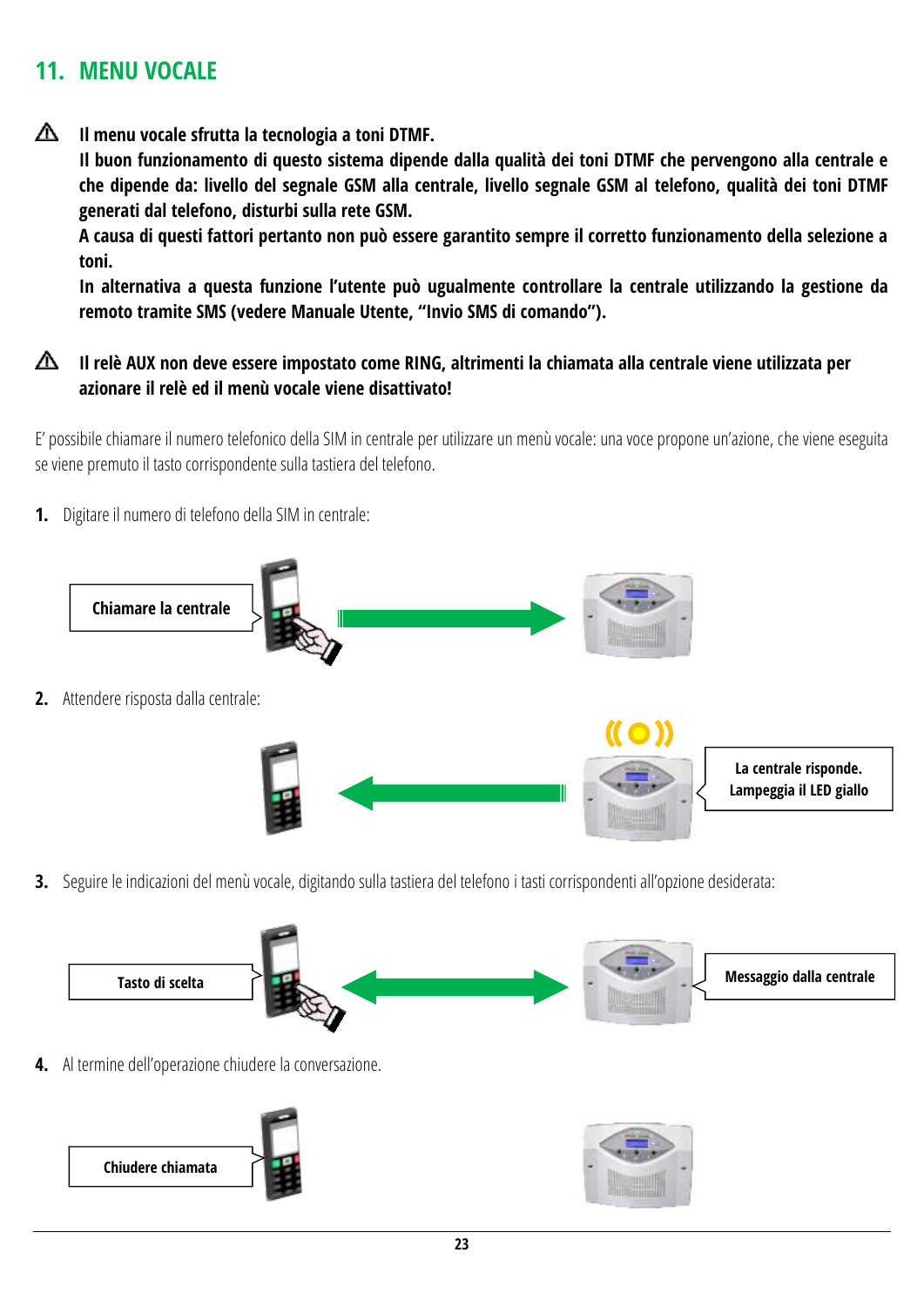## 11. MENU VOCALE

⚠ **Il menu vocale sfrutta la tecnologia a toni DTMF.**
**Il buon funzionamento di questo sistema dipende dalla qualità dei toni DTMF che pervengono alla centrale e che dipende da: livello del segnale GSM alla centrale, livello segnale GSM al telefono, qualità dei toni DTMF generati dal telefono, disturbi sulla rete GSM.**
**A causa di questi fattori pertanto non può essere garantito sempre il corretto funzionamento della selezione a toni.**
**In alternativa a questa funzione l'utente può ugualmente controllare la centrale utilizzando la gestione da remoto tramite SMS (vedere Manuale Utente, "Invio SMS di comando").**

⚠ **Il relè AUX non deve essere impostato come RING, altrimenti la chiamata alla centrale viene utilizzata per azionare il relè ed il menù vocale viene disattivato!**

E' possibile chiamare il numero telefonico della SIM in centrale per utilizzare un menù vocale: una voce propone un'azione, che viene eseguita se viene premuto il tasto corrispondente sulla tastiera del telefono.

1. Digitare il numero di telefono della SIM in centrale:

Chiamare la centrale

2. Attendere risposta dalla centrale:

La centrale risponde. Lampeggia il LED giallo

3. Seguire le indicazioni del menù vocale, digitando sulla tastiera del telefono i tasti corrispondenti all'opzione desiderata:

Tasto di scelta

Messaggio dalla centrale

4. Al termine dell'operazione chiudere la conversazione.

Chiudere chiamata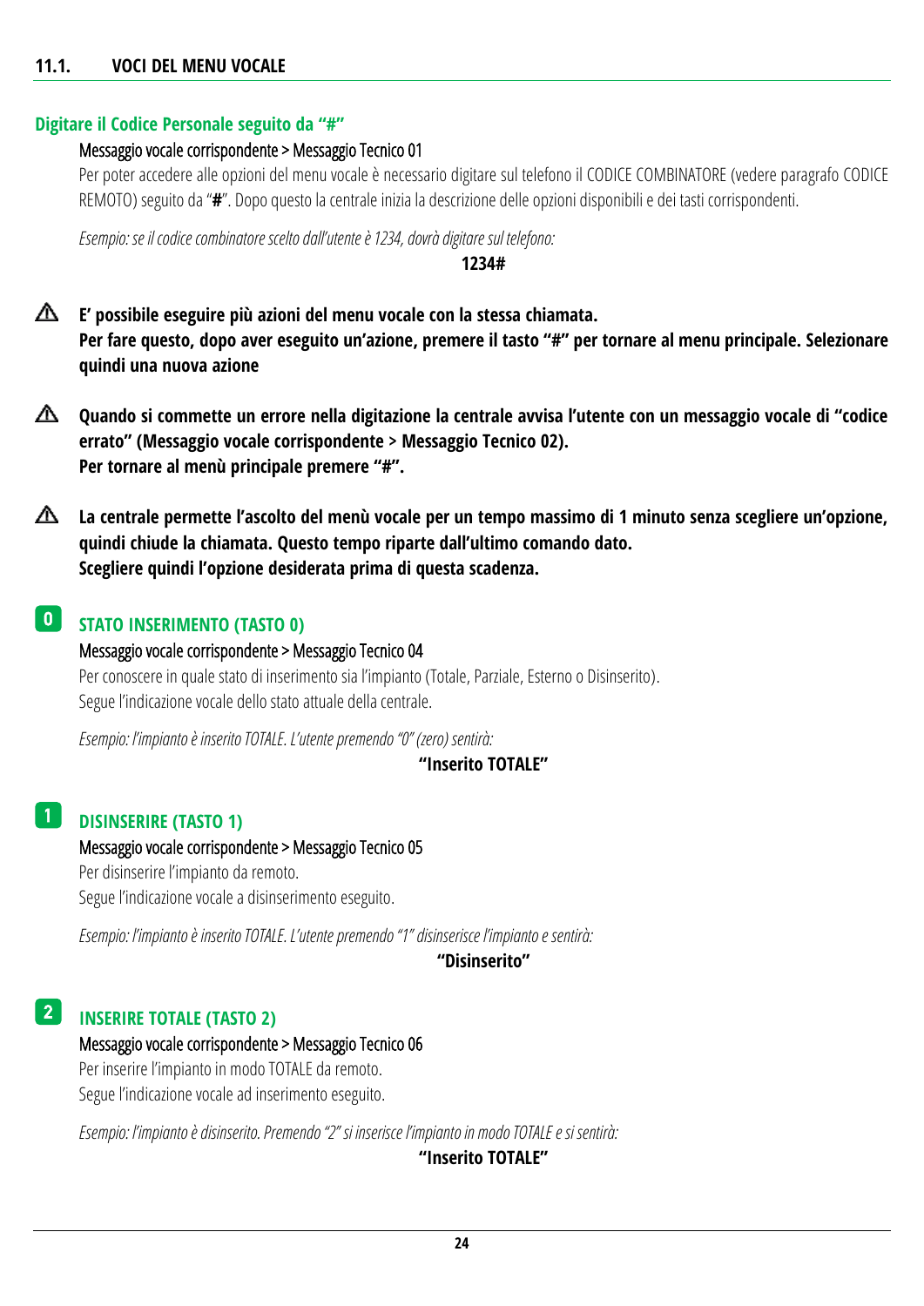## 11.1. VOCI DEL MENU VOCALE

### Digitare il Codice Personale seguito da "#"

Messaggio vocale corrispondente > Messaggio Tecnico 01

Per poter accedere alle opzioni del menu vocale è necessario digitare sul telefono il CODICE COMBINATORE (vedere paragrafo CODICE REMOTO) seguito da "**#**". Dopo questo la centrale inizia la descrizione delle opzioni disponibili e dei tasti corrispondenti.

*Esempio: se il codice combinatore scelto dall'utente è 1234, dovrà digitare sul telefono:*

**1234#**

⚠ **E' possibile eseguire più azioni del menu vocale con la stessa chiamata. Per fare questo, dopo aver eseguito un'azione, premere il tasto "#" per tornare al menu principale. Selezionare quindi una nuova azione**

⚠ **Quando si commette un errore nella digitazione la centrale avvisa l'utente con un messaggio vocale di "codice errato" (Messaggio vocale corrispondente > Messaggio Tecnico 02). Per tornare al menù principale premere "#".**

⚠ **La centrale permette l'ascolto del menù vocale per un tempo massimo di 1 minuto senza scegliere un'opzione, quindi chiude la chiamata. Questo tempo riparte dall'ultimo comando dato. Scegliere quindi l'opzione desiderata prima di questa scadenza.**

### 0 STATO INSERIMENTO (TASTO 0)

Messaggio vocale corrispondente > Messaggio Tecnico 04

Per conoscere in quale stato di inserimento sia l'impianto (Totale, Parziale, Esterno o Disinserito).
Segue l'indicazione vocale dello stato attuale della centrale.

*Esempio: l'impianto è inserito TOTALE. L'utente premendo "0" (zero) sentirà:*

**"Inserito TOTALE"**

### 1 DISINSERIRE (TASTO 1)

Messaggio vocale corrispondente > Messaggio Tecnico 05

Per disinserire l'impianto da remoto.
Segue l'indicazione vocale a disinserimento eseguito.

*Esempio: l'impianto è inserito TOTALE. L'utente premendo "1" disinserisce l'impianto e sentirà:*

**"Disinserito"**

### 2 INSERIRE TOTALE (TASTO 2)

Messaggio vocale corrispondente > Messaggio Tecnico 06

Per inserire l'impianto in modo TOTALE da remoto.
Segue l'indicazione vocale ad inserimento eseguito.

*Esempio: l'impianto è disinserito. Premendo "2" si inserisce l'impianto in modo TOTALE e si sentirà:*

**"Inserito TOTALE"**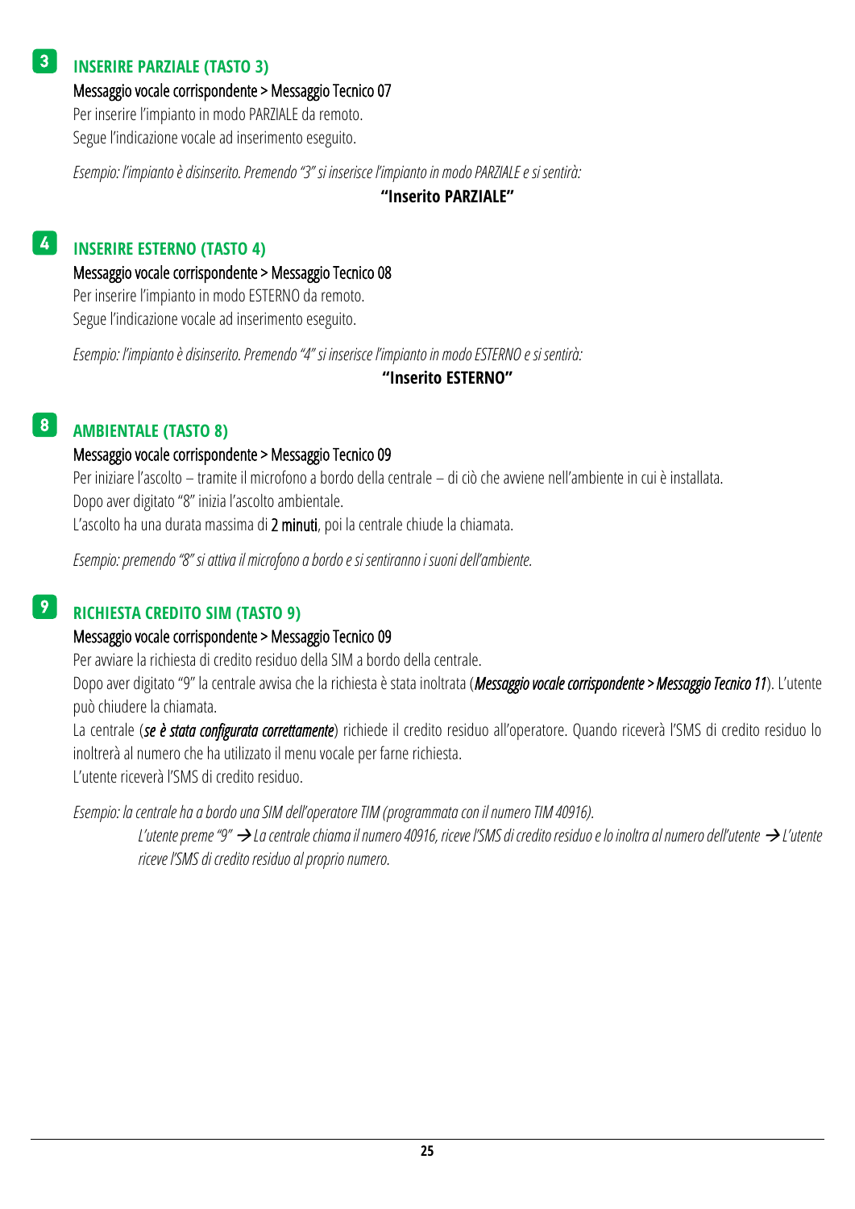## 3 INSERIRE PARZIALE (TASTO 3)

Messaggio vocale corrispondente > Messaggio Tecnico 07

Per inserire l'impianto in modo PARZIALE da remoto.
Segue l'indicazione vocale ad inserimento eseguito.

*Esempio: l'impianto è disinserito. Premendo "3" si inserisce l'impianto in modo PARZIALE e si sentirà:*

**"Inserito PARZIALE"**

## 4 INSERIRE ESTERNO (TASTO 4)

Messaggio vocale corrispondente > Messaggio Tecnico 08

Per inserire l'impianto in modo ESTERNO da remoto.
Segue l'indicazione vocale ad inserimento eseguito.

*Esempio: l'impianto è disinserito. Premendo "4" si inserisce l'impianto in modo ESTERNO e si sentirà:*

**"Inserito ESTERNO"**

## 8 AMBIENTALE (TASTO 8)

Messaggio vocale corrispondente > Messaggio Tecnico 09

Per iniziare l'ascolto – tramite il microfono a bordo della centrale – di ciò che avviene nell'ambiente in cui è installata.
Dopo aver digitato "8" inizia l'ascolto ambientale.
L'ascolto ha una durata massima di 2 minuti, poi la centrale chiude la chiamata.

*Esempio: premendo "8" si attiva il microfono a bordo e si sentiranno i suoni dell'ambiente.*

## 9 RICHIESTA CREDITO SIM (TASTO 9)

Messaggio vocale corrispondente > Messaggio Tecnico 09

Per avviare la richiesta di credito residuo della SIM a bordo della centrale.

Dopo aver digitato "9" la centrale avvisa che la richiesta è stata inoltrata (***Messaggio vocale corrispondente > Messaggio Tecnico 11***). L'utente può chiudere la chiamata.

La centrale (***se è stata configurata correttamente***) richiede il credito residuo all'operatore. Quando riceverà l'SMS di credito residuo lo inoltrerà al numero che ha utilizzato il menu vocale per farne richiesta.

L'utente riceverà l'SMS di credito residuo.

*Esempio: la centrale ha a bordo una SIM dell'operatore TIM (programmata con il numero TIM 40916).*

*L'utente preme "9" → La centrale chiama il numero 40916, riceve l'SMS di credito residuo e lo inoltra al numero dell'utente → L'utente riceve l'SMS di credito residuo al proprio numero.*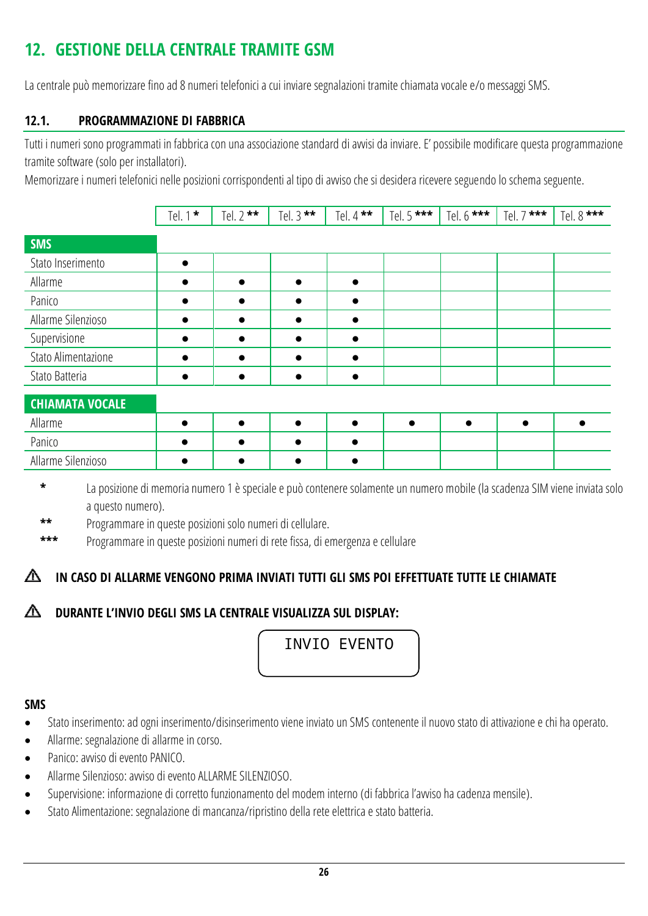# 12. GESTIONE DELLA CENTRALE TRAMITE GSM

La centrale può memorizzare fino ad 8 numeri telefonici a cui inviare segnalazioni tramite chiamata vocale e/o messaggi SMS.

## 12.1. PROGRAMMAZIONE DI FABBRICA

Tutti i numeri sono programmati in fabbrica con una associazione standard di avvisi da inviare. E' possibile modificare questa programmazione tramite software (solo per installatori).

Memorizzare i numeri telefonici nelle posizioni corrispondenti al tipo di avviso che si desidera ricevere seguendo lo schema seguente.

| | Tel. 1 * | Tel. 2 ** | Tel. 3 ** | Tel. 4 ** | Tel. 5 *** | Tel. 6 *** | Tel. 7 *** | Tel. 8 *** |
|---|---|---|---|---|---|---|---|---|
| **SMS** | | | | | | | | |
| Stato Inserimento | ● | | | | | | | |
| Allarme | ● | ● | ● | ● | | | | |
| Panico | ● | ● | ● | ● | | | | |
| Allarme Silenzioso | ● | ● | ● | ● | | | | |
| Supervisione | ● | ● | ● | ● | | | | |
| Stato Alimentazione | ● | ● | ● | ● | | | | |
| Stato Batteria | ● | ● | ● | ● | | | | |
| **CHIAMATA VOCALE** | | | | | | | | |
| Allarme | ● | ● | ● | ● | ● | ● | ● | ● |
| Panico | ● | ● | ● | ● | | | | |
| Allarme Silenzioso | ● | ● | ● | ● | | | | |

\* La posizione di memoria numero 1 è speciale e può contenere solamente un numero mobile (la scadenza SIM viene inviata solo a questo numero).

\*\* Programmare in queste posizioni solo numeri di cellulare.

\*\*\* Programmare in queste posizioni numeri di rete fissa, di emergenza e cellulare

⚠ **IN CASO DI ALLARME VENGONO PRIMA INVIATI TUTTI GLI SMS POI EFFETTUATE TUTTE LE CHIAMATE**

⚠ **DURANTE L'INVIO DEGLI SMS LA CENTRALE VISUALIZZA SUL DISPLAY:**

```
INVIO EVENTO
```

**SMS**

- Stato inserimento: ad ogni inserimento/disinserimento viene inviato un SMS contenente il nuovo stato di attivazione e chi ha operato.
- Allarme: segnalazione di allarme in corso.
- Panico: avviso di evento PANICO.
- Allarme Silenzioso: avviso di evento ALLARME SILENZIOSO.
- Supervisione: informazione di corretto funzionamento del modem interno (di fabbrica l'avviso ha cadenza mensile).
- Stato Alimentazione: segnalazione di mancanza/ripristino della rete elettrica e stato batteria.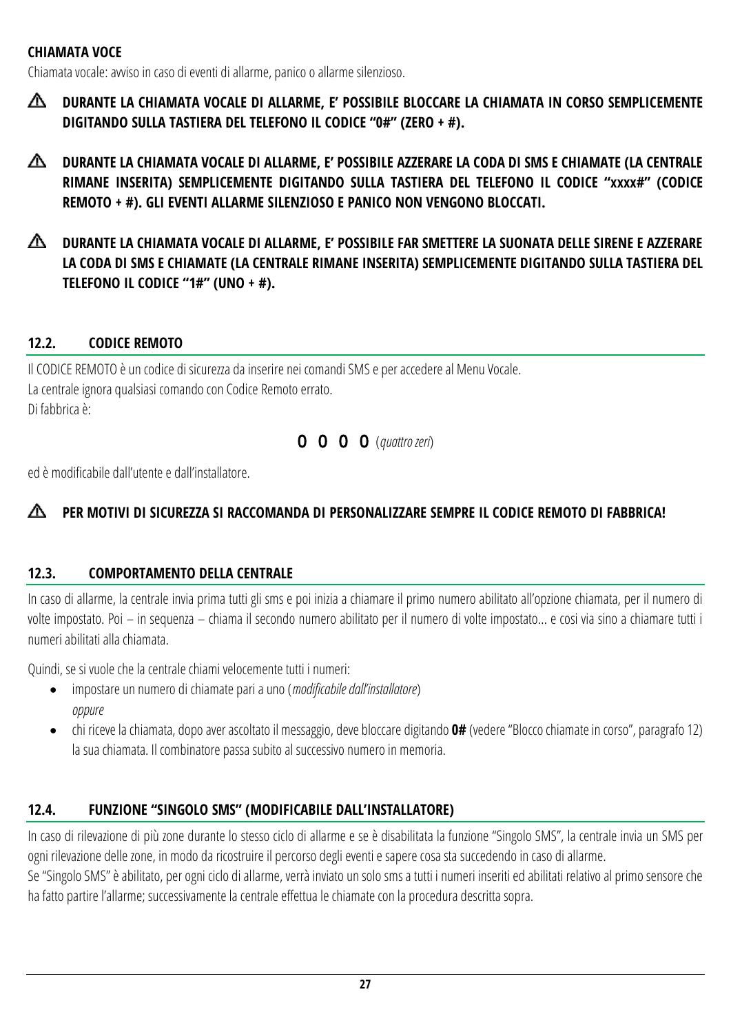**CHIAMATA VOCE**

Chiamata vocale: avviso in caso di eventi di allarme, panico o allarme silenzioso.

⚠ **DURANTE LA CHIAMATA VOCALE DI ALLARME, E' POSSIBILE BLOCCARE LA CHIAMATA IN CORSO SEMPLICEMENTE DIGITANDO SULLA TASTIERA DEL TELEFONO IL CODICE "0#" (ZERO + #).**

⚠ **DURANTE LA CHIAMATA VOCALE DI ALLARME, E' POSSIBILE AZZERARE LA CODA DI SMS E CHIAMATE (LA CENTRALE RIMANE INSERITA) SEMPLICEMENTE DIGITANDO SULLA TASTIERA DEL TELEFONO IL CODICE "xxxx#" (CODICE REMOTO + #). GLI EVENTI ALLARME SILENZIOSO E PANICO NON VENGONO BLOCCATI.**

⚠ **DURANTE LA CHIAMATA VOCALE DI ALLARME, E' POSSIBILE FAR SMETTERE LA SUONATA DELLE SIRENE E AZZERARE LA CODA DI SMS E CHIAMATE (LA CENTRALE RIMANE INSERITA) SEMPLICEMENTE DIGITANDO SULLA TASTIERA DEL TELEFONO IL CODICE "1#" (UNO + #).**

## 12.2. CODICE REMOTO

Il CODICE REMOTO è un codice di sicurezza da inserire nei comandi SMS e per accedere al Menu Vocale.
La centrale ignora qualsiasi comando con Codice Remoto errato.
Di fabbrica è:

0 0 0 0 (*quattro zeri*)

ed è modificabile dall'utente e dall'installatore.

⚠ **PER MOTIVI DI SICUREZZA SI RACCOMANDA DI PERSONALIZZARE SEMPRE IL CODICE REMOTO DI FABBRICA!**

## 12.3. COMPORTAMENTO DELLA CENTRALE

In caso di allarme, la centrale invia prima tutti gli sms e poi inizia a chiamare il primo numero abilitato all'opzione chiamata, per il numero di volte impostato. Poi – in sequenza – chiama il secondo numero abilitato per il numero di volte impostato… e cosi via sino a chiamare tutti i numeri abilitati alla chiamata.

Quindi, se si vuole che la centrale chiami velocemente tutti i numeri:

- impostare un numero di chiamate pari a uno (*modificabile dall'installatore*)
  *oppure*
- chi riceve la chiamata, dopo aver ascoltato il messaggio, deve bloccare digitando **0#** (vedere "Blocco chiamate in corso", paragrafo 12) la sua chiamata. Il combinatore passa subito al successivo numero in memoria.

## 12.4. FUNZIONE "SINGOLO SMS" (MODIFICABILE DALL'INSTALLATORE)

In caso di rilevazione di più zone durante lo stesso ciclo di allarme e se è disabilitata la funzione "Singolo SMS", la centrale invia un SMS per ogni rilevazione delle zone, in modo da ricostruire il percorso degli eventi e sapere cosa sta succedendo in caso di allarme.
Se "Singolo SMS" è abilitato, per ogni ciclo di allarme, verrà inviato un solo sms a tutti i numeri inseriti ed abilitati relativo al primo sensore che ha fatto partire l'allarme; successivamente la centrale effettua le chiamate con la procedura descritta sopra.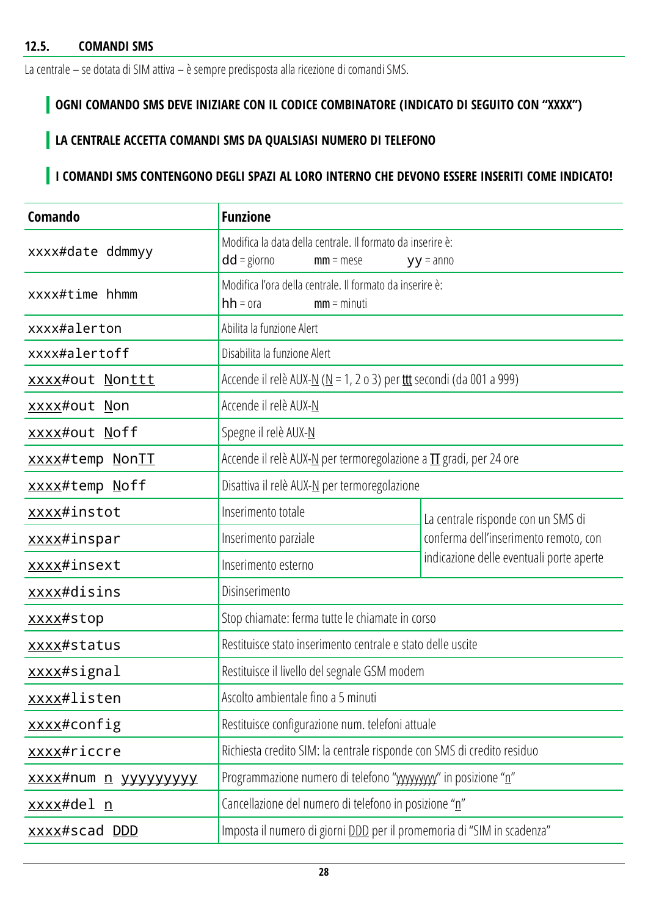### 12.5. COMANDI SMS

La centrale – se dotata di SIM attiva – è sempre predisposta alla ricezione di comandi SMS.

**OGNI COMANDO SMS DEVE INIZIARE CON IL CODICE COMBINATORE (INDICATO DI SEGUITO CON "XXXX")**

**LA CENTRALE ACCETTA COMANDI SMS DA QUALSIASI NUMERO DI TELEFONO**

**I COMANDI SMS CONTENGONO DEGLI SPAZI AL LORO INTERNO CHE DEVONO ESSERE INSERITI COME INDICATO!**

| Comando | Funzione | |
|---|---|---|
| `xxxx#date ddmmyy` | Modifica la data della centrale. Il formato da inserire è: dd = giorno mm = mese yy = anno | |
| `xxxx#time hhmm` | Modifica l'ora della centrale. Il formato da inserire è: hh = ora mm = minuti | |
| `xxxx#alerton` | Abilita la funzione Alert | |
| `xxxx#alertoff` | Disabilita la funzione Alert | |
| `xxxx#out Nonttt` | Accende il relè AUX-N (N = 1, 2 o 3) per ttt secondi (da 001 a 999) | |
| `xxxx#out Non` | Accende il relè AUX-N | |
| `xxxx#out Noff` | Spegne il relè AUX-N | |
| `xxxx#temp NonTT` | Accende il relè AUX-N per termoregolazione a TT gradi, per 24 ore | |
| `xxxx#temp Noff` | Disattiva il relè AUX-N per termoregolazione | |
| `xxxx#instot` | Inserimento totale | La centrale risponde con un SMS di conferma dell'inserimento remoto, con indicazione delle eventuali porte aperte |
| `xxxx#inspar` | Inserimento parziale | |
| `xxxx#insext` | Inserimento esterno | |
| `xxxx#disins` | Disinserimento | |
| `xxxx#stop` | Stop chiamate: ferma tutte le chiamate in corso | |
| `xxxx#status` | Restituisce stato inserimento centrale e stato delle uscite | |
| `xxxx#signal` | Restituisce il livello del segnale GSM modem | |
| `xxxx#listen` | Ascolto ambientale fino a 5 minuti | |
| `xxxx#config` | Restituisce configurazione num. telefoni attuale | |
| `xxxx#riccre` | Richiesta credito SIM: la centrale risponde con SMS di credito residuo | |
| `xxxx#num n yyyyyyyyy` | Programmazione numero di telefono "yyyyyyyy" in posizione "n" | |
| `xxxx#del n` | Cancellazione del numero di telefono in posizione "n" | |
| `xxxx#scad DDD` | Imposta il numero di giorni DDD per il promemoria di "SIM in scadenza" | |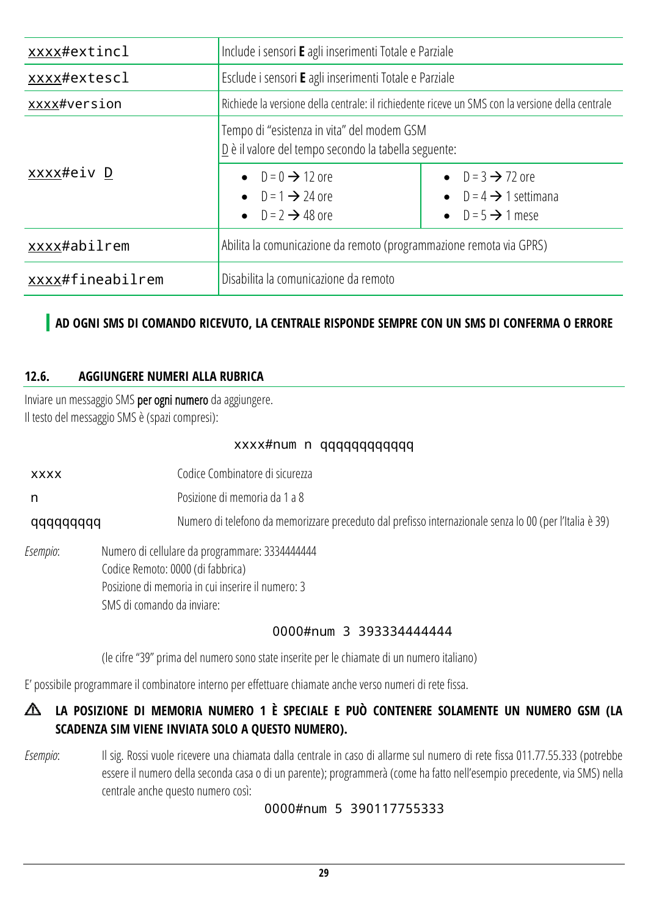| | | |
|---|---|---|
| xxxx#extincl | Include i sensori **E** agli inserimenti Totale e Parziale | |
| xxxx#extescl | Esclude i sensori **E** agli inserimenti Totale e Parziale | |
| xxxx#version | Richiede la versione della centrale: il richiedente riceve un SMS con la versione della centrale | |
| xxxx#eiv D | Tempo di "esistenza in vita" del modem GSM<br>D è il valore del tempo secondo la tabella seguente: | |
| | • D = 0 → 12 ore<br>• D = 1 → 24 ore<br>• D = 2 → 48 ore | • D = 3 → 72 ore<br>• D = 4 → 1 settimana<br>• D = 5 → 1 mese |
| xxxx#abilrem | Abilita la comunicazione da remoto (programmazione remota via GPRS) | |
| xxxx#fineabilrem | Disabilita la comunicazione da remoto | |

**AD OGNI SMS DI COMANDO RICEVUTO, LA CENTRALE RISPONDE SEMPRE CON UN SMS DI CONFERMA O ERRORE**

### 12.6. AGGIUNGERE NUMERI ALLA RUBRICA

Inviare un messaggio SMS **per ogni numero** da aggiungere.
Il testo del messaggio SMS è (spazi compresi):

```
xxxx#num n qqqqqqqqqqq
```

| | |
|---|---|
| xxxx | Codice Combinatore di sicurezza |
| n | Posizione di memoria da 1 a 8 |
| qqqqqqqqq | Numero di telefono da memorizzare preceduto dal prefisso internazionale senza lo 00 (per l'Italia è 39) |

*Esempio*: Numero di cellulare da programmare: 3334444444
Codice Remoto: 0000 (di fabbrica)
Posizione di memoria in cui inserire il numero: 3
SMS di comando da inviare:

```
0000#num 3 393334444444
```

(le cifre "39" prima del numero sono state inserite per le chiamate di un numero italiano)

E' possibile programmare il combinatore interno per effettuare chiamate anche verso numeri di rete fissa.

⚠ **LA POSIZIONE DI MEMORIA NUMERO 1 È SPECIALE E PUÒ CONTENERE SOLAMENTE UN NUMERO GSM (LA SCADENZA SIM VIENE INVIATA SOLO A QUESTO NUMERO).**

*Esempio*: Il sig. Rossi vuole ricevere una chiamata dalla centrale in caso di allarme sul numero di rete fissa 011.77.55.333 (potrebbe essere il numero della seconda casa o di un parente); programmerà (come ha fatto nell'esempio precedente, via SMS) nella centrale anche questo numero così:

```
0000#num 5 390117755333
```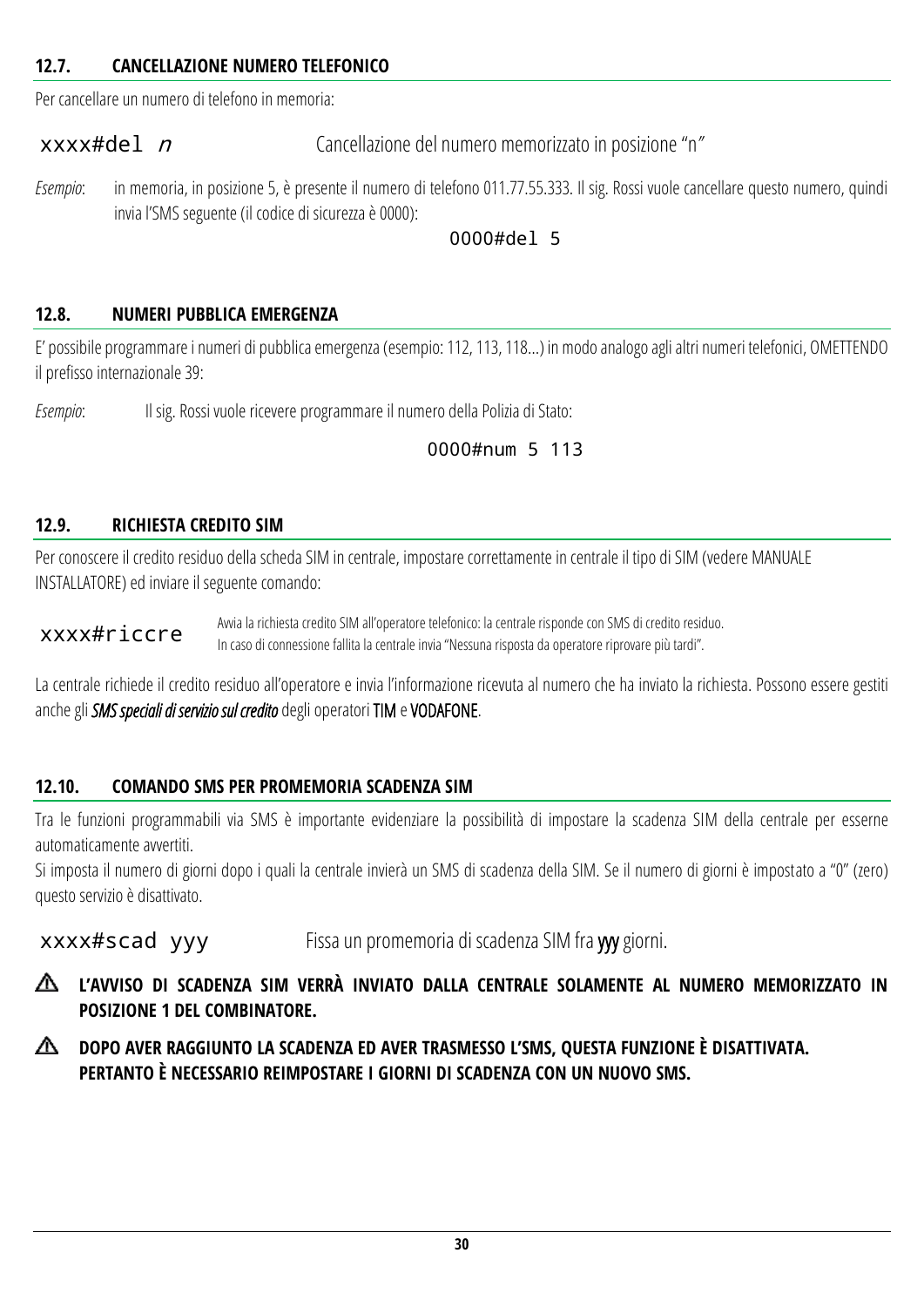## 12.7. CANCELLAZIONE NUMERO TELEFONICO

Per cancellare un numero di telefono in memoria:

`xxxx#del n` Cancellazione del numero memorizzato in posizione "n"

*Esempio*: in memoria, in posizione 5, è presente il numero di telefono 011.77.55.333. Il sig. Rossi vuole cancellare questo numero, quindi invia l'SMS seguente (il codice di sicurezza è 0000):

```
0000#del 5
```

## 12.8. NUMERI PUBBLICA EMERGENZA

E' possibile programmare i numeri di pubblica emergenza (esempio: 112, 113, 118...) in modo analogo agli altri numeri telefonici, OMETTENDO il prefisso internazionale 39:

*Esempio*: Il sig. Rossi vuole ricevere programmare il numero della Polizia di Stato:

```
0000#num 5 113
```

## 12.9. RICHIESTA CREDITO SIM

Per conoscere il credito residuo della scheda SIM in centrale, impostare correttamente in centrale il tipo di SIM (vedere MANUALE INSTALLATORE) ed inviare il seguente comando:

`xxxx#riccre` Avvia la richiesta credito SIM all'operatore telefonico: la centrale risponde con SMS di credito residuo. In caso di connessione fallita la centrale invia "Nessuna risposta da operatore riprovare più tardi".

La centrale richiede il credito residuo all'operatore e invia l'informazione ricevuta al numero che ha inviato la richiesta. Possono essere gestiti anche gli ***SMS speciali di servizio sul credito*** degli operatori **TIM** e **VODAFONE**.

## 12.10. COMANDO SMS PER PROMEMORIA SCADENZA SIM

Tra le funzioni programmabili via SMS è importante evidenziare la possibilità di impostare la scadenza SIM della centrale per esserne automaticamente avvertiti.
Si imposta il numero di giorni dopo i quali la centrale invierà un SMS di scadenza della SIM. Se il numero di giorni è impostato a "0" (zero) questo servizio è disattivato.

`xxxx#scad yyy` Fissa un promemoria di scadenza SIM fra **yyy** giorni.

⚠ **L'AVVISO DI SCADENZA SIM VERRÀ INVIATO DALLA CENTRALE SOLAMENTE AL NUMERO MEMORIZZATO IN POSIZIONE 1 DEL COMBINATORE.**

⚠ **DOPO AVER RAGGIUNTO LA SCADENZA ED AVER TRASMESSO L'SMS, QUESTA FUNZIONE È DISATTIVATA. PERTANTO È NECESSARIO REIMPOSTARE I GIORNI DI SCADENZA CON UN NUOVO SMS.**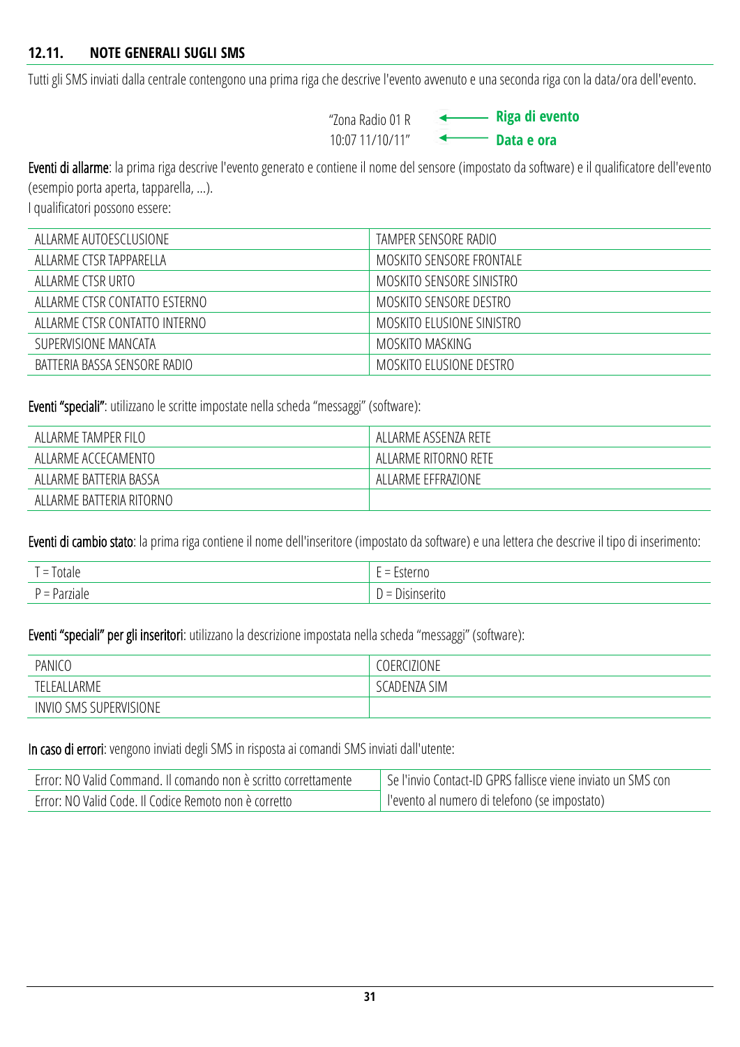## 12.11. NOTE GENERALI SUGLI SMS

Tutti gli SMS inviati dalla centrale contengono una prima riga che descrive l'evento avvenuto e una seconda riga con la data/ora dell'evento.

"Zona Radio 01 R ← **Riga di evento**
10:07 11/10/11" ← **Data e ora**

Eventi di allarme: la prima riga descrive l'evento generato e contiene il nome del sensore (impostato da software) e il qualificatore dell'evento (esempio porta aperta, tapparella, ...).
I qualificatori possono essere:

| | |
|---|---|
| ALLARME AUTOESCLUSIONE | TAMPER SENSORE RADIO |
| ALLARME CTSR TAPPARELLA | MOSKITO SENSORE FRONTALE |
| ALLARME CTSR URTO | MOSKITO SENSORE SINISTRO |
| ALLARME CTSR CONTATTO ESTERNO | MOSKITO SENSORE DESTRO |
| ALLARME CTSR CONTATTO INTERNO | MOSKITO ELUSIONE SINISTRO |
| SUPERVISIONE MANCATA | MOSKITO MASKING |
| BATTERIA BASSA SENSORE RADIO | MOSKITO ELUSIONE DESTRO |

Eventi "speciali": utilizzano le scritte impostate nella scheda "messaggi" (software):

| | |
|---|---|
| ALLARME TAMPER FILO | ALLARME ASSENZA RETE |
| ALLARME ACCECAMENTO | ALLARME RITORNO RETE |
| ALLARME BATTERIA BASSA | ALLARME EFFRAZIONE |
| ALLARME BATTERIA RITORNO | |

Eventi di cambio stato: la prima riga contiene il nome dell'inseritore (impostato da software) e una lettera che descrive il tipo di inserimento:

| | |
|---|---|
| T = Totale | E = Esterno |
| P = Parziale | D = Disinserito |

Eventi "speciali" per gli inseritori: utilizzano la descrizione impostata nella scheda "messaggi" (software):

| | |
|---|---|
| PANICO | COERCIZIONE |
| TELEALLARME | SCADENZA SIM |
| INVIO SMS SUPERVISIONE | |

In caso di errori: vengono inviati degli SMS in risposta ai comandi SMS inviati dall'utente:

| | |
|---|---|
| Error: NO Valid Command. Il comando non è scritto correttamente | Se l'invio Contact-ID GPRS fallisce viene inviato un SMS con l'evento al numero di telefono (se impostato) |
| Error: NO Valid Code. Il Codice Remoto non è corretto | |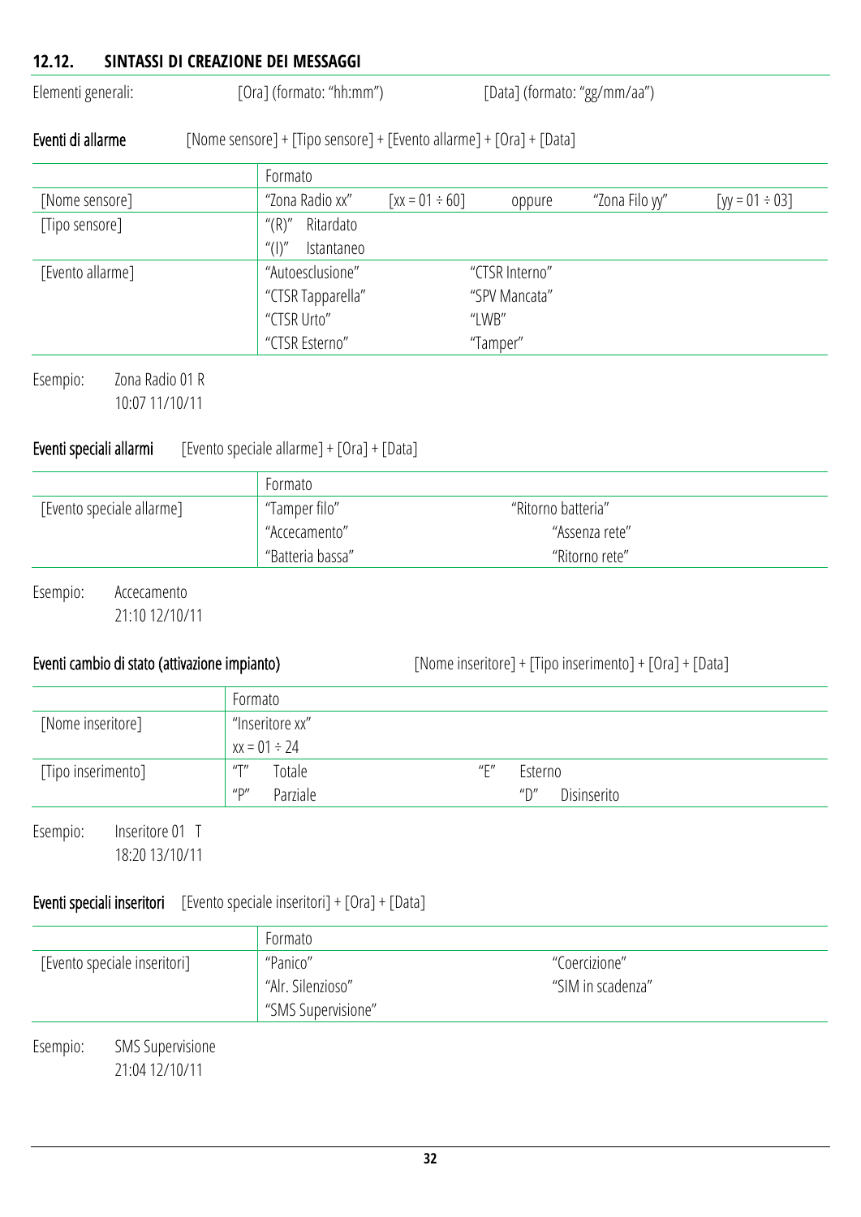## 12.12. SINTASSI DI CREAZIONE DEI MESSAGGI

Elementi generali: [Ora] (formato: "hh:mm") [Data] (formato: "gg/mm/aa")

**Eventi di allarme** [Nome sensore] + [Tipo sensore] + [Evento allarme] + [Ora] + [Data]

| | Formato | | | | |
|---|---|---|---|---|---|
| [Nome sensore] | "Zona Radio xx" | [xx = 01 ÷ 60] | oppure | "Zona Filo yy" | [yy = 01 ÷ 03] |
| [Tipo sensore] | "(R)" Ritardato | | | | |
| | "(I)" Istantaneo | | | | |
| [Evento allarme] | "Autoesclusione" | | "CTSR Interno" | | |
| | "CTSR Tapparella" | | "SPV Mancata" | | |
| | "CTSR Urto" | | "LWB" | | |
| | "CTSR Esterno" | | "Tamper" | | |

Esempio: Zona Radio 01 R
10:07 11/10/11

**Eventi speciali allarmi** [Evento speciale allarme] + [Ora] + [Data]

| | Formato | |
|---|---|---|
| [Evento speciale allarme] | "Tamper filo" | "Ritorno batteria" |
| | "Accecamento" | "Assenza rete" |
| | "Batteria bassa" | "Ritorno rete" |

Esempio: Accecamento
21:10 12/10/11

**Eventi cambio di stato (attivazione impianto)** [Nome inseritore] + [Tipo inserimento] + [Ora] + [Data]

| | Formato | |
|---|---|---|
| [Nome inseritore] | "Inseritore xx" | |
| | xx = 01 ÷ 24 | |
| [Tipo inserimento] | "T" Totale | "E" Esterno |
| | "P" Parziale | "D" Disinserito |

Esempio: Inseritore 01 T
18:20 13/10/11

**Eventi speciali inseritori** [Evento speciale inseritori] + [Ora] + [Data]

| | Formato | |
|---|---|---|
| [Evento speciale inseritori] | "Panico" | "Coercizione" |
| | "Alr. Silenzioso" | "SIM in scadenza" |
| | "SMS Supervisione" | |

Esempio: SMS Supervisione
21:04 12/10/11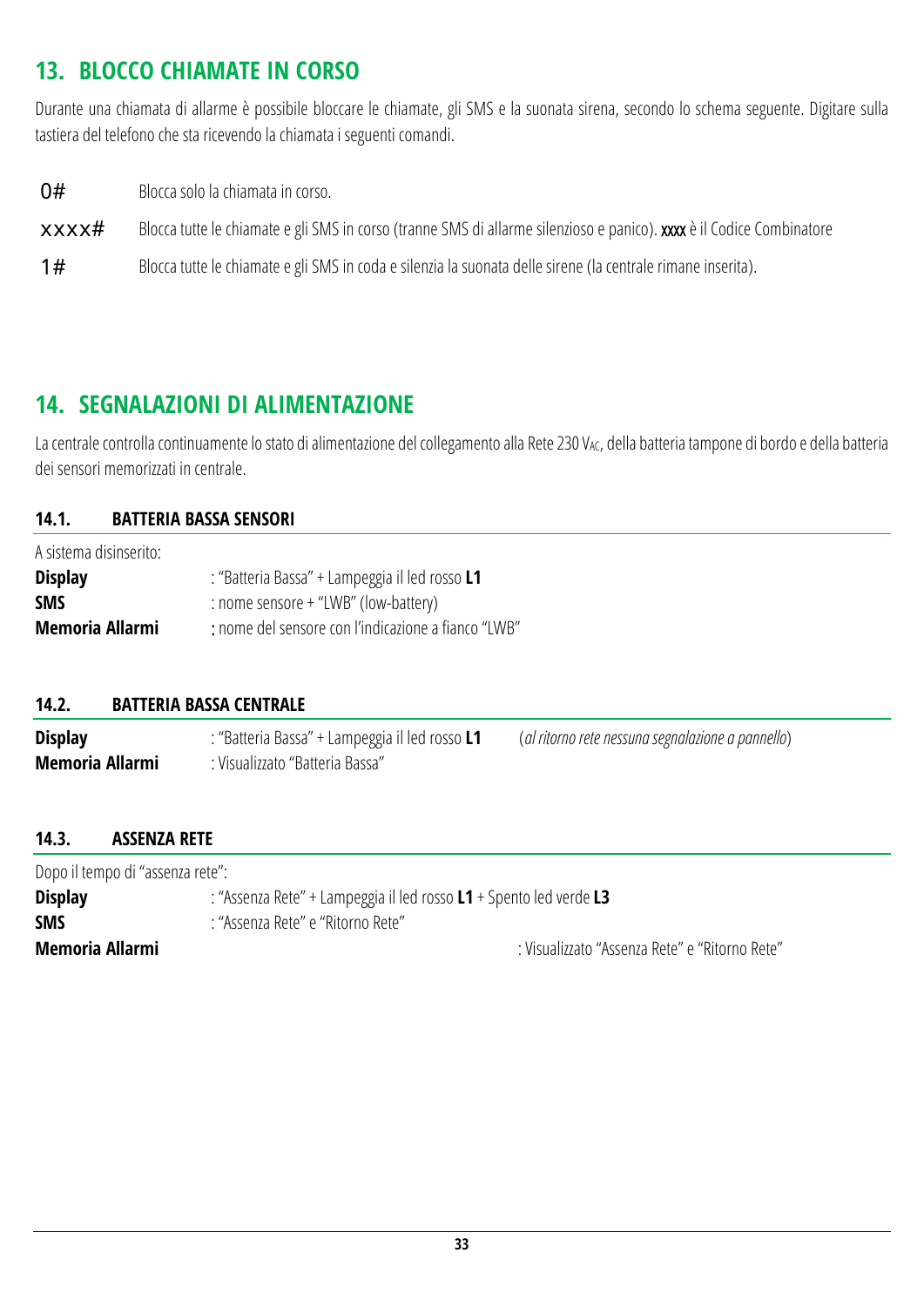## 13. BLOCCO CHIAMATE IN CORSO

Durante una chiamata di allarme è possibile bloccare le chiamate, gli SMS e la suonata sirena, secondo lo schema seguente. Digitare sulla tastiera del telefono che sta ricevendo la chiamata i seguenti comandi.

| | |
|---|---|
| 0# | Blocca solo la chiamata in corso. |
| xxxx# | Blocca tutte le chiamate e gli SMS in corso (tranne SMS di allarme silenzioso e panico). **xxxx** è il Codice Combinatore |
| 1# | Blocca tutte le chiamate e gli SMS in coda e silenzia la suonata delle sirene (la centrale rimane inserita). |

## 14. SEGNALAZIONI DI ALIMENTAZIONE

La centrale controlla continuamente lo stato di alimentazione del collegamento alla Rete 230 $V_{AC}$, della batteria tampone di bordo e della batteria dei sensori memorizzati in centrale.

### 14.1. BATTERIA BASSA SENSORI

A sistema disinserito:

**Display** : "Batteria Bassa" + Lampeggia il led rosso **L1**
**SMS** : nome sensore + "LWB" (low-battery)
**Memoria Allarmi** : nome del sensore con l'indicazione a fianco "LWB"

### 14.2. BATTERIA BASSA CENTRALE

**Display** : "Batteria Bassa" + Lampeggia il led rosso **L1** (*al ritorno rete nessuna segnalazione a pannello*)
**Memoria Allarmi** : Visualizzato "Batteria Bassa"

### 14.3. ASSENZA RETE

Dopo il tempo di "assenza rete":

**Display** : "Assenza Rete" + Lampeggia il led rosso **L1** + Spento led verde **L3**
**SMS** : "Assenza Rete" e "Ritorno Rete"
**Memoria Allarmi** : Visualizzato "Assenza Rete" e "Ritorno Rete"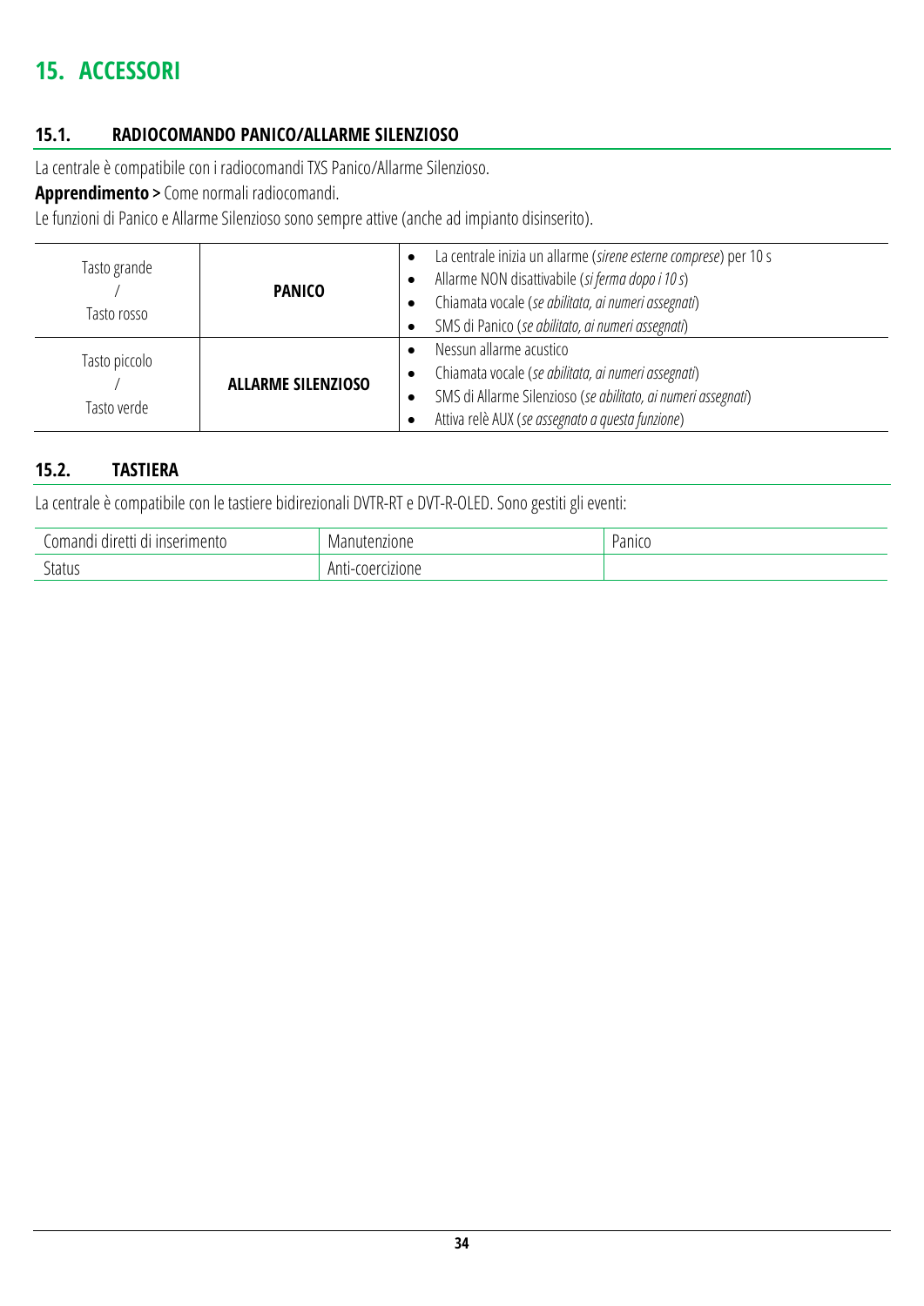# 15. ACCESSORI

## 15.1. RADIOCOMANDO PANICO/ALLARME SILENZIOSO

La centrale è compatibile con i radiocomandi TXS Panico/Allarme Silenzioso.

**Apprendimento >** Come normali radiocomandi.

Le funzioni di Panico e Allarme Silenzioso sono sempre attive (anche ad impianto disinserito).

| | | |
|---|---|---|
| Tasto grande / Tasto rosso | **PANICO** | • La centrale inizia un allarme (*sirene esterne comprese*) per 10 s<br>• Allarme NON disattivabile (*si ferma dopo i 10 s*)<br>• Chiamata vocale (*se abilitata, ai numeri assegnati*)<br>• SMS di Panico (*se abilitato, ai numeri assegnati*) |
| Tasto piccolo / Tasto verde | **ALLARME SILENZIOSO** | • Nessun allarme acustico<br>• Chiamata vocale (*se abilitata, ai numeri assegnati*)<br>• SMS di Allarme Silenzioso (*se abilitato, ai numeri assegnati*)<br>• Attiva relè AUX (*se assegnato a questa funzione*) |

## 15.2. TASTIERA

La centrale è compatibile con le tastiere bidirezionali DVTR-RT e DVT-R-OLED. Sono gestiti gli eventi:

| | | |
|---|---|---|
| Comandi diretti di inserimento | Manutenzione | Panico |
| Status | Anti-coercizione | |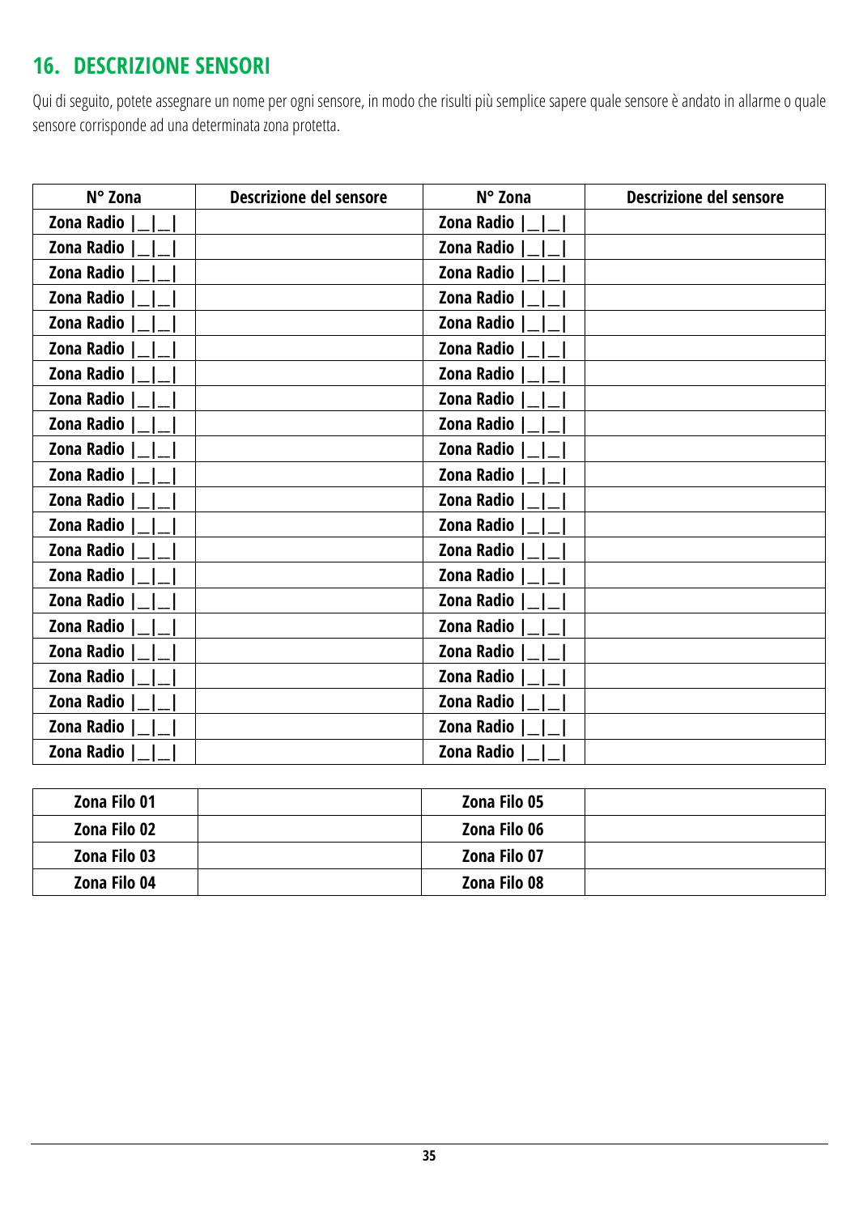## 16. DESCRIZIONE SENSORI

Qui di seguito, potete assegnare un nome per ogni sensore, in modo che risulti più semplice sapere quale sensore è andato in allarme o quale sensore corrisponde ad una determinata zona protetta.

| N° Zona | Descrizione del sensore | N° Zona | Descrizione del sensore |
|---|---|---|---|
| **Zona Radio** \|_\|_\| | | **Zona Radio** \|_\|_\| | |
| **Zona Radio** \|_\|_\| | | **Zona Radio** \|_\|_\| | |
| **Zona Radio** \|_\|_\| | | **Zona Radio** \|_\|_\| | |
| **Zona Radio** \|_\|_\| | | **Zona Radio** \|_\|_\| | |
| **Zona Radio** \|_\|_\| | | **Zona Radio** \|_\|_\| | |
| **Zona Radio** \|_\|_\| | | **Zona Radio** \|_\|_\| | |
| **Zona Radio** \|_\|_\| | | **Zona Radio** \|_\|_\| | |
| **Zona Radio** \|_\|_\| | | **Zona Radio** \|_\|_\| | |
| **Zona Radio** \|_\|_\| | | **Zona Radio** \|_\|_\| | |
| **Zona Radio** \|_\|_\| | | **Zona Radio** \|_\|_\| | |
| **Zona Radio** \|_\|_\| | | **Zona Radio** \|_\|_\| | |
| **Zona Radio** \|_\|_\| | | **Zona Radio** \|_\|_\| | |
| **Zona Radio** \|_\|_\| | | **Zona Radio** \|_\|_\| | |
| **Zona Radio** \|_\|_\| | | **Zona Radio** \|_\|_\| | |
| **Zona Radio** \|_\|_\| | | **Zona Radio** \|_\|_\| | |
| **Zona Radio** \|_\|_\| | | **Zona Radio** \|_\|_\| | |
| **Zona Radio** \|_\|_\| | | **Zona Radio** \|_\|_\| | |
| **Zona Radio** \|_\|_\| | | **Zona Radio** \|_\|_\| | |
| **Zona Radio** \|_\|_\| | | **Zona Radio** \|_\|_\| | |
| **Zona Radio** \|_\|_\| | | **Zona Radio** \|_\|_\| | |
| **Zona Radio** \|_\|_\| | | **Zona Radio** \|_\|_\| | |
| **Zona Radio** \|_\|_\| | | **Zona Radio** \|_\|_\| | |

| | | | |
|---|---|---|---|
| **Zona Filo 01** | | **Zona Filo 05** | |
| **Zona Filo 02** | | **Zona Filo 06** | |
| **Zona Filo 03** | | **Zona Filo 07** | |
| **Zona Filo 04** | | **Zona Filo 08** | |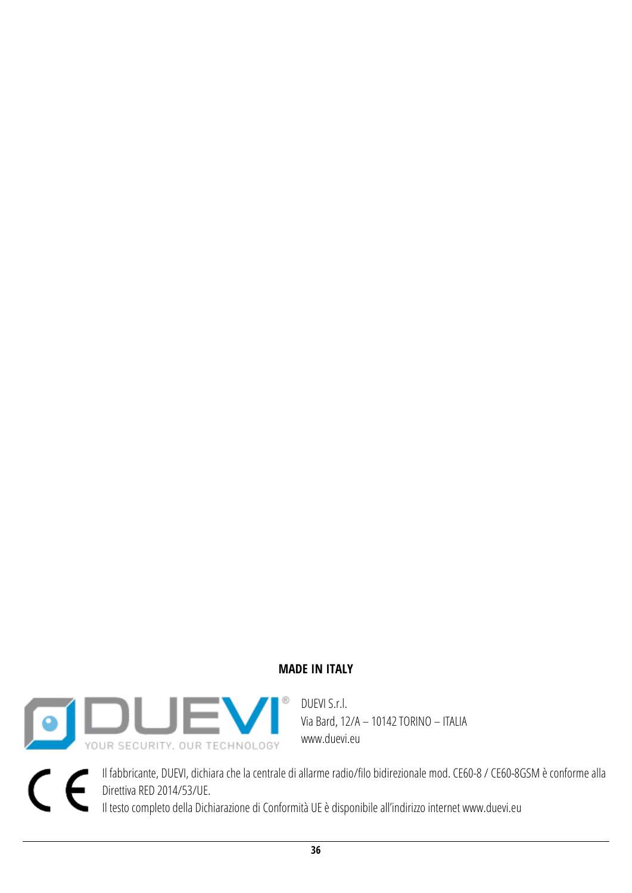**MADE IN ITALY**

DUEVI S.r.l.
Via Bard, 12/A – 10142 TORINO – ITALIA
www.duevi.eu

Il fabbricante, DUEVI, dichiara che la centrale di allarme radio/filo bidirezionale mod. CE60-8 / CE60-8GSM è conforme alla Direttiva RED 2014/53/UE.
Il testo completo della Dichiarazione di Conformità UE è disponibile all'indirizzo internet www.duevi.eu